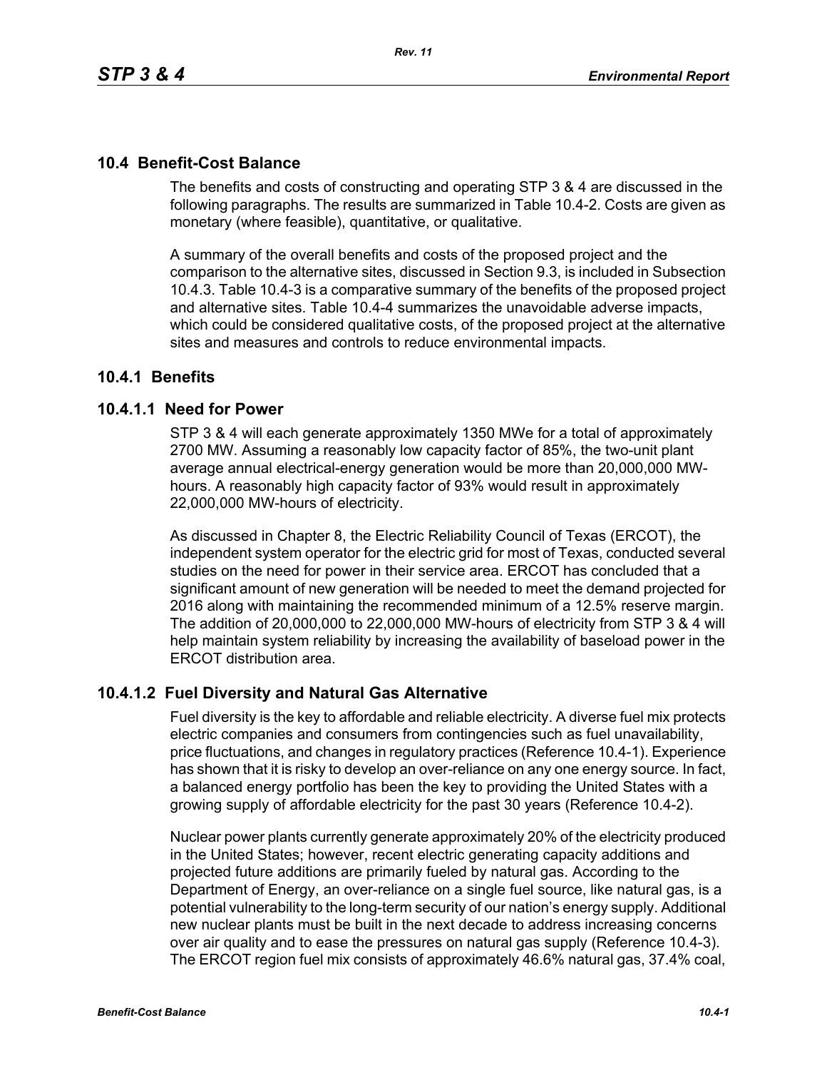## 10.4 Benefit-Cost Balance

The benefits and costs of constructing and operating STP 3 & 4 are discussed in the following paragraphs. The results are summarized in Table 10.4-2. Costs are given as monetary (where feasible), quantitative, or qualitative.

A summary of the overall benefits and costs of the proposed project and the comparison to the alternative sites, discussed in Section 9.3, is included in Subsection 10.4.3. Table 10.4-3 is a comparative summary of the benefits of the proposed project and alternative sites. Table 10.4-4 summarizes the unavoidable adverse impacts, which could be considered qualitative costs, of the proposed project at the alternative sites and measures and controls to reduce environmental impacts.

## 10.4.1 Benefits

### 10.4.1.1 Need for Power

STP 3 & 4 will each generate approximately 1350 MWe for a total of approximately 2700 MW. Assuming a reasonably low capacity factor of 85%, the two-unit plant average annual electrical-energy generation would be more than 20,000,000 MW-hours. A reasonably high capacity factor of 93% would result in approximately 22,000,000 MW-hours of electricity.

As discussed in Chapter 8, the Electric Reliability Council of Texas (ERCOT), the independent system operator for the electric grid for most of Texas, conducted several studies on the need for power in their service area. ERCOT has concluded that a significant amount of new generation will be needed to meet the demand projected for 2016 along with maintaining the recommended minimum of a 12.5% reserve margin. The addition of 20,000,000 to 22,000,000 MW-hours of electricity from STP 3 & 4 will help maintain system reliability by increasing the availability of baseload power in the ERCOT distribution area.

### 10.4.1.2 Fuel Diversity and Natural Gas Alternative

Fuel diversity is the key to affordable and reliable electricity. A diverse fuel mix protects electric companies and consumers from contingencies such as fuel unavailability, price fluctuations, and changes in regulatory practices (Reference 10.4-1). Experience has shown that it is risky to develop an over-reliance on any one energy source. In fact, a balanced energy portfolio has been the key to providing the United States with a growing supply of affordable electricity for the past 30 years (Reference 10.4-2).

Nuclear power plants currently generate approximately 20% of the electricity produced in the United States; however, recent electric generating capacity additions and projected future additions are primarily fueled by natural gas. According to the Department of Energy, an over-reliance on a single fuel source, like natural gas, is a potential vulnerability to the long-term security of our nation's energy supply. Additional new nuclear plants must be built in the next decade to address increasing concerns over air quality and to ease the pressures on natural gas supply (Reference 10.4-3). The ERCOT region fuel mix consists of approximately 46.6% natural gas, 37.4% coal,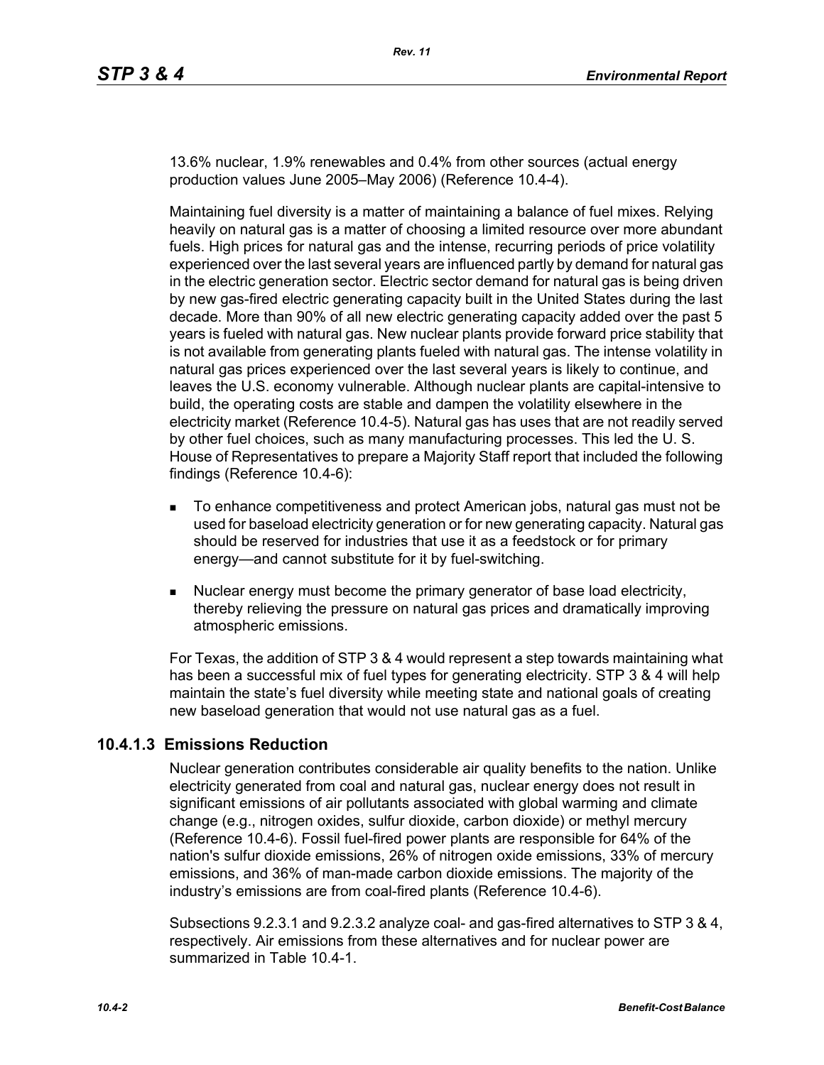13.6% nuclear, 1.9% renewables and 0.4% from other sources (actual energy production values June 2005–May 2006) (Reference 10.4-4).

Maintaining fuel diversity is a matter of maintaining a balance of fuel mixes. Relying heavily on natural gas is a matter of choosing a limited resource over more abundant fuels. High prices for natural gas and the intense, recurring periods of price volatility experienced over the last several years are influenced partly by demand for natural gas in the electric generation sector. Electric sector demand for natural gas is being driven by new gas-fired electric generating capacity built in the United States during the last decade. More than 90% of all new electric generating capacity added over the past 5 years is fueled with natural gas. New nuclear plants provide forward price stability that is not available from generating plants fueled with natural gas. The intense volatility in natural gas prices experienced over the last several years is likely to continue, and leaves the U.S. economy vulnerable. Although nuclear plants are capital-intensive to build, the operating costs are stable and dampen the volatility elsewhere in the electricity market (Reference 10.4-5). Natural gas has uses that are not readily served by other fuel choices, such as many manufacturing processes. This led the U. S. House of Representatives to prepare a Majority Staff report that included the following findings (Reference 10.4-6):

- To enhance competitiveness and protect American jobs, natural gas must not be used for baseload electricity generation or for new generating capacity. Natural gas should be reserved for industries that use it as a feedstock or for primary energy—and cannot substitute for it by fuel-switching.
- Nuclear energy must become the primary generator of base load electricity, thereby relieving the pressure on natural gas prices and dramatically improving atmospheric emissions.

For Texas, the addition of STP 3 & 4 would represent a step towards maintaining what has been a successful mix of fuel types for generating electricity. STP 3 & 4 will help maintain the state's fuel diversity while meeting state and national goals of creating new baseload generation that would not use natural gas as a fuel.

### 10.4.1.3 Emissions Reduction

Nuclear generation contributes considerable air quality benefits to the nation. Unlike electricity generated from coal and natural gas, nuclear energy does not result in significant emissions of air pollutants associated with global warming and climate change (e.g., nitrogen oxides, sulfur dioxide, carbon dioxide) or methyl mercury (Reference 10.4-6). Fossil fuel-fired power plants are responsible for 64% of the nation's sulfur dioxide emissions, 26% of nitrogen oxide emissions, 33% of mercury emissions, and 36% of man-made carbon dioxide emissions. The majority of the industry's emissions are from coal-fired plants (Reference 10.4-6).

Subsections 9.2.3.1 and 9.2.3.2 analyze coal- and gas-fired alternatives to STP 3 & 4, respectively. Air emissions from these alternatives and for nuclear power are summarized in Table 10.4-1.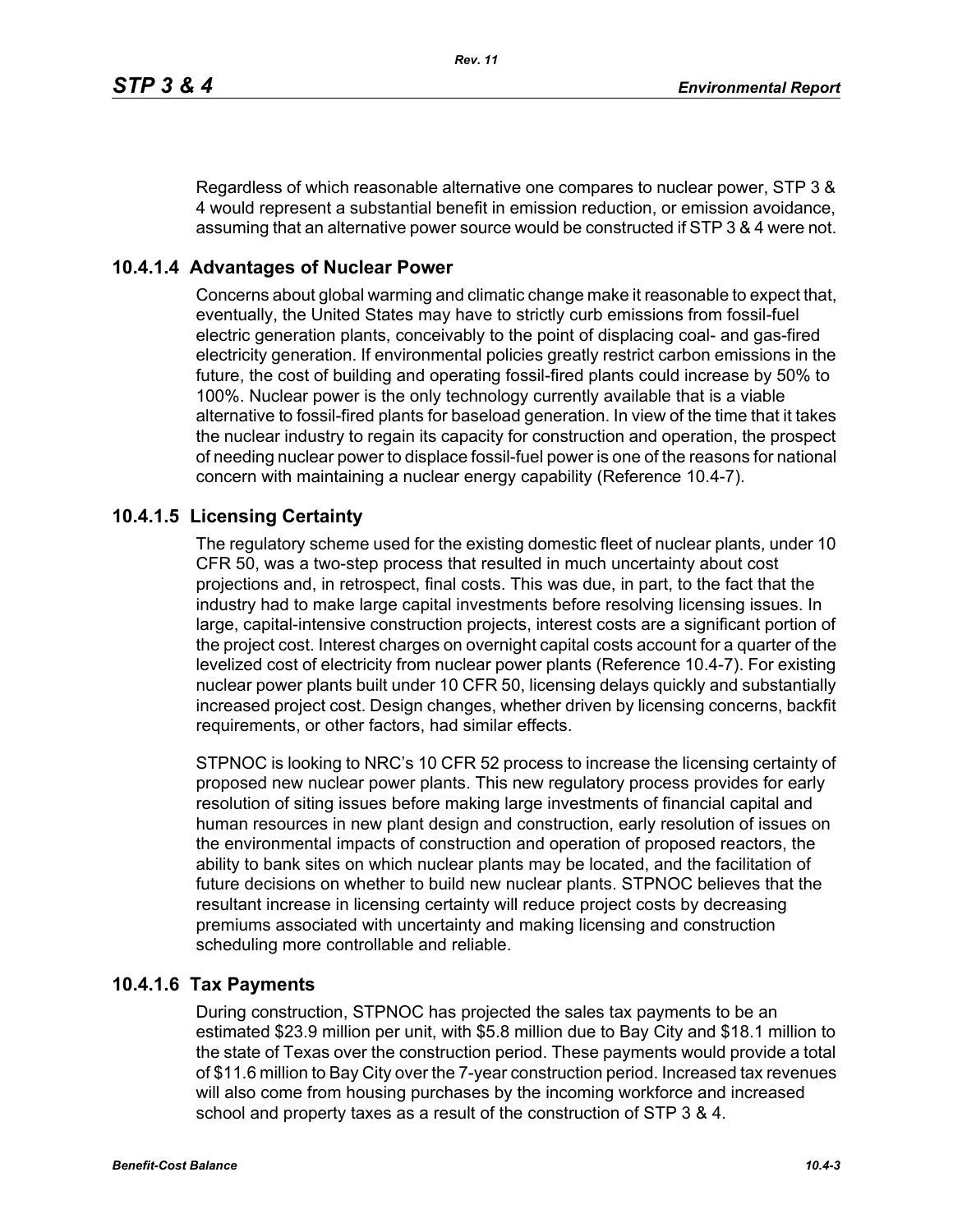Regardless of which reasonable alternative one compares to nuclear power, STP 3 & 4 would represent a substantial benefit in emission reduction, or emission avoidance, assuming that an alternative power source would be constructed if STP 3 & 4 were not.

### 10.4.1.4 Advantages of Nuclear Power

Concerns about global warming and climatic change make it reasonable to expect that, eventually, the United States may have to strictly curb emissions from fossil-fuel electric generation plants, conceivably to the point of displacing coal- and gas-fired electricity generation. If environmental policies greatly restrict carbon emissions in the future, the cost of building and operating fossil-fired plants could increase by 50% to 100%. Nuclear power is the only technology currently available that is a viable alternative to fossil-fired plants for baseload generation. In view of the time that it takes the nuclear industry to regain its capacity for construction and operation, the prospect of needing nuclear power to displace fossil-fuel power is one of the reasons for national concern with maintaining a nuclear energy capability (Reference 10.4-7).

### 10.4.1.5 Licensing Certainty

The regulatory scheme used for the existing domestic fleet of nuclear plants, under 10 CFR 50, was a two-step process that resulted in much uncertainty about cost projections and, in retrospect, final costs. This was due, in part, to the fact that the industry had to make large capital investments before resolving licensing issues. In large, capital-intensive construction projects, interest costs are a significant portion of the project cost. Interest charges on overnight capital costs account for a quarter of the levelized cost of electricity from nuclear power plants (Reference 10.4-7). For existing nuclear power plants built under 10 CFR 50, licensing delays quickly and substantially increased project cost. Design changes, whether driven by licensing concerns, backfit requirements, or other factors, had similar effects.

STPNOC is looking to NRC's 10 CFR 52 process to increase the licensing certainty of proposed new nuclear power plants. This new regulatory process provides for early resolution of siting issues before making large investments of financial capital and human resources in new plant design and construction, early resolution of issues on the environmental impacts of construction and operation of proposed reactors, the ability to bank sites on which nuclear plants may be located, and the facilitation of future decisions on whether to build new nuclear plants. STPNOC believes that the resultant increase in licensing certainty will reduce project costs by decreasing premiums associated with uncertainty and making licensing and construction scheduling more controllable and reliable.

### 10.4.1.6 Tax Payments

During construction, STPNOC has projected the sales tax payments to be an estimated $23.9 million per unit, with $5.8 million due to Bay City and $18.1 million to the state of Texas over the construction period. These payments would provide a total of $11.6 million to Bay City over the 7-year construction period. Increased tax revenues will also come from housing purchases by the incoming workforce and increased school and property taxes as a result of the construction of STP 3 & 4.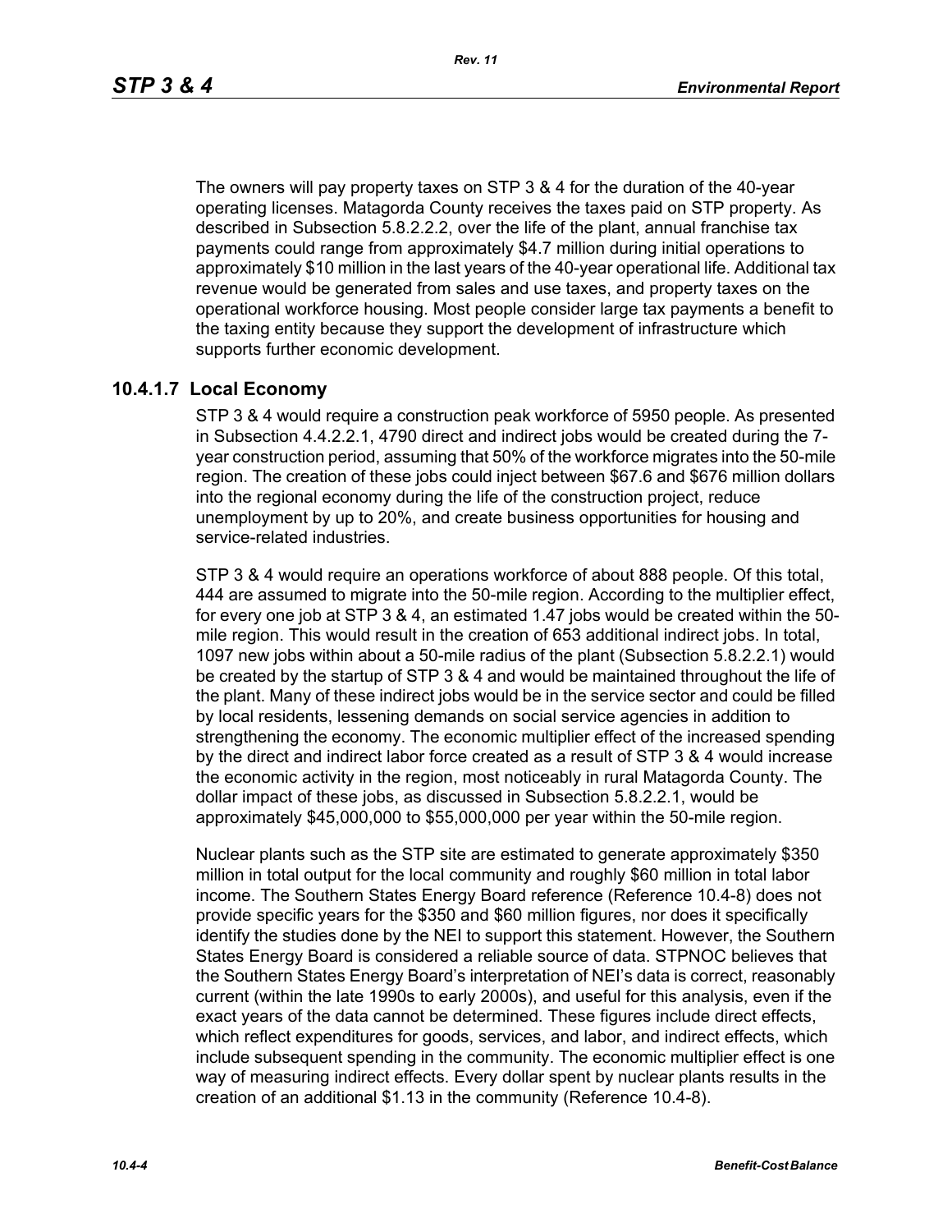The owners will pay property taxes on STP 3 & 4 for the duration of the 40-year operating licenses. Matagorda County receives the taxes paid on STP property. As described in Subsection 5.8.2.2.2, over the life of the plant, annual franchise tax payments could range from approximately $4.7 million during initial operations to approximately $10 million in the last years of the 40-year operational life. Additional tax revenue would be generated from sales and use taxes, and property taxes on the operational workforce housing. Most people consider large tax payments a benefit to the taxing entity because they support the development of infrastructure which supports further economic development.

### 10.4.1.7 Local Economy

STP 3 & 4 would require a construction peak workforce of 5950 people. As presented in Subsection 4.4.2.2.1, 4790 direct and indirect jobs would be created during the 7-year construction period, assuming that 50% of the workforce migrates into the 50-mile region. The creation of these jobs could inject between $67.6 and $676 million dollars into the regional economy during the life of the construction project, reduce unemployment by up to 20%, and create business opportunities for housing and service-related industries.

STP 3 & 4 would require an operations workforce of about 888 people. Of this total, 444 are assumed to migrate into the 50-mile region. According to the multiplier effect, for every one job at STP 3 & 4, an estimated 1.47 jobs would be created within the 50-mile region. This would result in the creation of 653 additional indirect jobs. In total, 1097 new jobs within about a 50-mile radius of the plant (Subsection 5.8.2.2.1) would be created by the startup of STP 3 & 4 and would be maintained throughout the life of the plant. Many of these indirect jobs would be in the service sector and could be filled by local residents, lessening demands on social service agencies in addition to strengthening the economy. The economic multiplier effect of the increased spending by the direct and indirect labor force created as a result of STP 3 & 4 would increase the economic activity in the region, most noticeably in rural Matagorda County. The dollar impact of these jobs, as discussed in Subsection 5.8.2.2.1, would be approximately $45,000,000 to $55,000,000 per year within the 50-mile region.

Nuclear plants such as the STP site are estimated to generate approximately $350 million in total output for the local community and roughly $60 million in total labor income. The Southern States Energy Board reference (Reference 10.4-8) does not provide specific years for the $350 and $60 million figures, nor does it specifically identify the studies done by the NEI to support this statement. However, the Southern States Energy Board is considered a reliable source of data. STPNOC believes that the Southern States Energy Board's interpretation of NEI's data is correct, reasonably current (within the late 1990s to early 2000s), and useful for this analysis, even if the exact years of the data cannot be determined. These figures include direct effects, which reflect expenditures for goods, services, and labor, and indirect effects, which include subsequent spending in the community. The economic multiplier effect is one way of measuring indirect effects. Every dollar spent by nuclear plants results in the creation of an additional $1.13 in the community (Reference 10.4-8).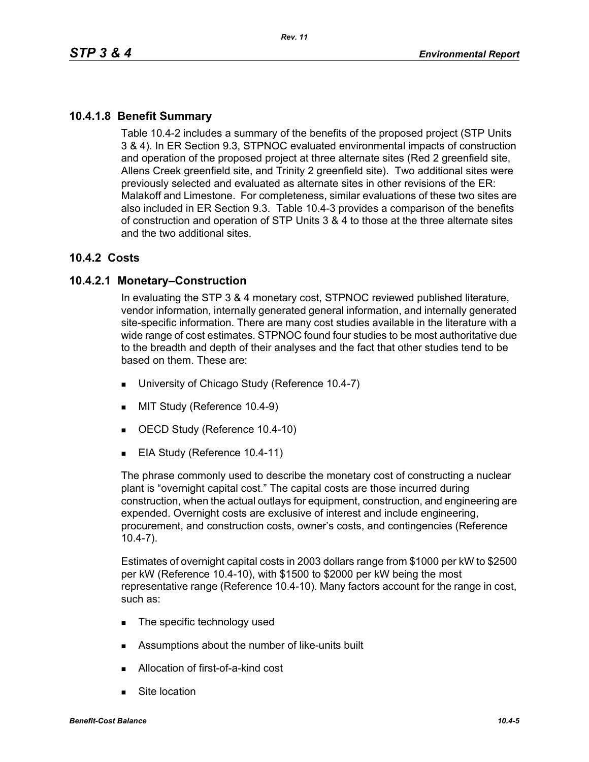### 10.4.1.8 Benefit Summary

Table 10.4-2 includes a summary of the benefits of the proposed project (STP Units 3 & 4). In ER Section 9.3, STPNOC evaluated environmental impacts of construction and operation of the proposed project at three alternate sites (Red 2 greenfield site, Allens Creek greenfield site, and Trinity 2 greenfield site). Two additional sites were previously selected and evaluated as alternate sites in other revisions of the ER: Malakoff and Limestone. For completeness, similar evaluations of these two sites are also included in ER Section 9.3. Table 10.4-3 provides a comparison of the benefits of construction and operation of STP Units 3 & 4 to those at the three alternate sites and the two additional sites.

## 10.4.2 Costs

### 10.4.2.1 Monetary–Construction

In evaluating the STP 3 & 4 monetary cost, STPNOC reviewed published literature, vendor information, internally generated general information, and internally generated site-specific information. There are many cost studies available in the literature with a wide range of cost estimates. STPNOC found four studies to be most authoritative due to the breadth and depth of their analyses and the fact that other studies tend to be based on them. These are:

- University of Chicago Study (Reference 10.4-7)
- MIT Study (Reference 10.4-9)
- OECD Study (Reference 10.4-10)
- EIA Study (Reference 10.4-11)

The phrase commonly used to describe the monetary cost of constructing a nuclear plant is "overnight capital cost." The capital costs are those incurred during construction, when the actual outlays for equipment, construction, and engineering are expended. Overnight costs are exclusive of interest and include engineering, procurement, and construction costs, owner's costs, and contingencies (Reference 10.4-7).

Estimates of overnight capital costs in 2003 dollars range from $1000 per kW to $2500 per kW (Reference 10.4-10), with $1500 to $2000 per kW being the most representative range (Reference 10.4-10). Many factors account for the range in cost, such as:

- The specific technology used
- Assumptions about the number of like-units built
- Allocation of first-of-a-kind cost
- Site location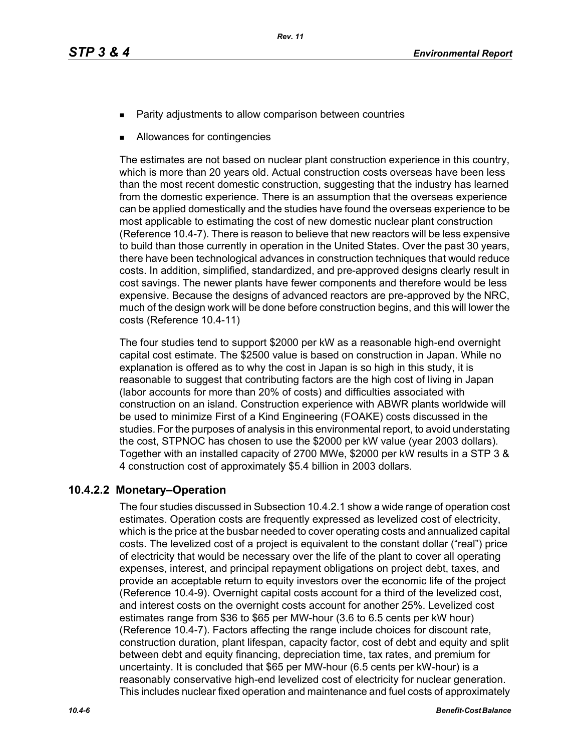- Parity adjustments to allow comparison between countries
- Allowances for contingencies

The estimates are not based on nuclear plant construction experience in this country, which is more than 20 years old. Actual construction costs overseas have been less than the most recent domestic construction, suggesting that the industry has learned from the domestic experience. There is an assumption that the overseas experience can be applied domestically and the studies have found the overseas experience to be most applicable to estimating the cost of new domestic nuclear plant construction (Reference 10.4-7). There is reason to believe that new reactors will be less expensive to build than those currently in operation in the United States. Over the past 30 years, there have been technological advances in construction techniques that would reduce costs. In addition, simplified, standardized, and pre-approved designs clearly result in cost savings. The newer plants have fewer components and therefore would be less expensive. Because the designs of advanced reactors are pre-approved by the NRC, much of the design work will be done before construction begins, and this will lower the costs (Reference 10.4-11)

The four studies tend to support $2000 per kW as a reasonable high-end overnight capital cost estimate. The $2500 value is based on construction in Japan. While no explanation is offered as to why the cost in Japan is so high in this study, it is reasonable to suggest that contributing factors are the high cost of living in Japan (labor accounts for more than 20% of costs) and difficulties associated with construction on an island. Construction experience with ABWR plants worldwide will be used to minimize First of a Kind Engineering (FOAKE) costs discussed in the studies. For the purposes of analysis in this environmental report, to avoid understating the cost, STPNOC has chosen to use the $2000 per kW value (year 2003 dollars). Together with an installed capacity of 2700 MWe, $2000 per kW results in a STP 3 & 4 construction cost of approximately $5.4 billion in 2003 dollars.

### 10.4.2.2 Monetary–Operation

The four studies discussed in Subsection 10.4.2.1 show a wide range of operation cost estimates. Operation costs are frequently expressed as levelized cost of electricity, which is the price at the busbar needed to cover operating costs and annualized capital costs. The levelized cost of a project is equivalent to the constant dollar ("real") price of electricity that would be necessary over the life of the plant to cover all operating expenses, interest, and principal repayment obligations on project debt, taxes, and provide an acceptable return to equity investors over the economic life of the project (Reference 10.4-9). Overnight capital costs account for a third of the levelized cost, and interest costs on the overnight costs account for another 25%. Levelized cost estimates range from $36 to $65 per MW-hour (3.6 to 6.5 cents per kW hour) (Reference 10.4-7). Factors affecting the range include choices for discount rate, construction duration, plant lifespan, capacity factor, cost of debt and equity and split between debt and equity financing, depreciation time, tax rates, and premium for uncertainty. It is concluded that $65 per MW-hour (6.5 cents per kW-hour) is a reasonably conservative high-end levelized cost of electricity for nuclear generation. This includes nuclear fixed operation and maintenance and fuel costs of approximately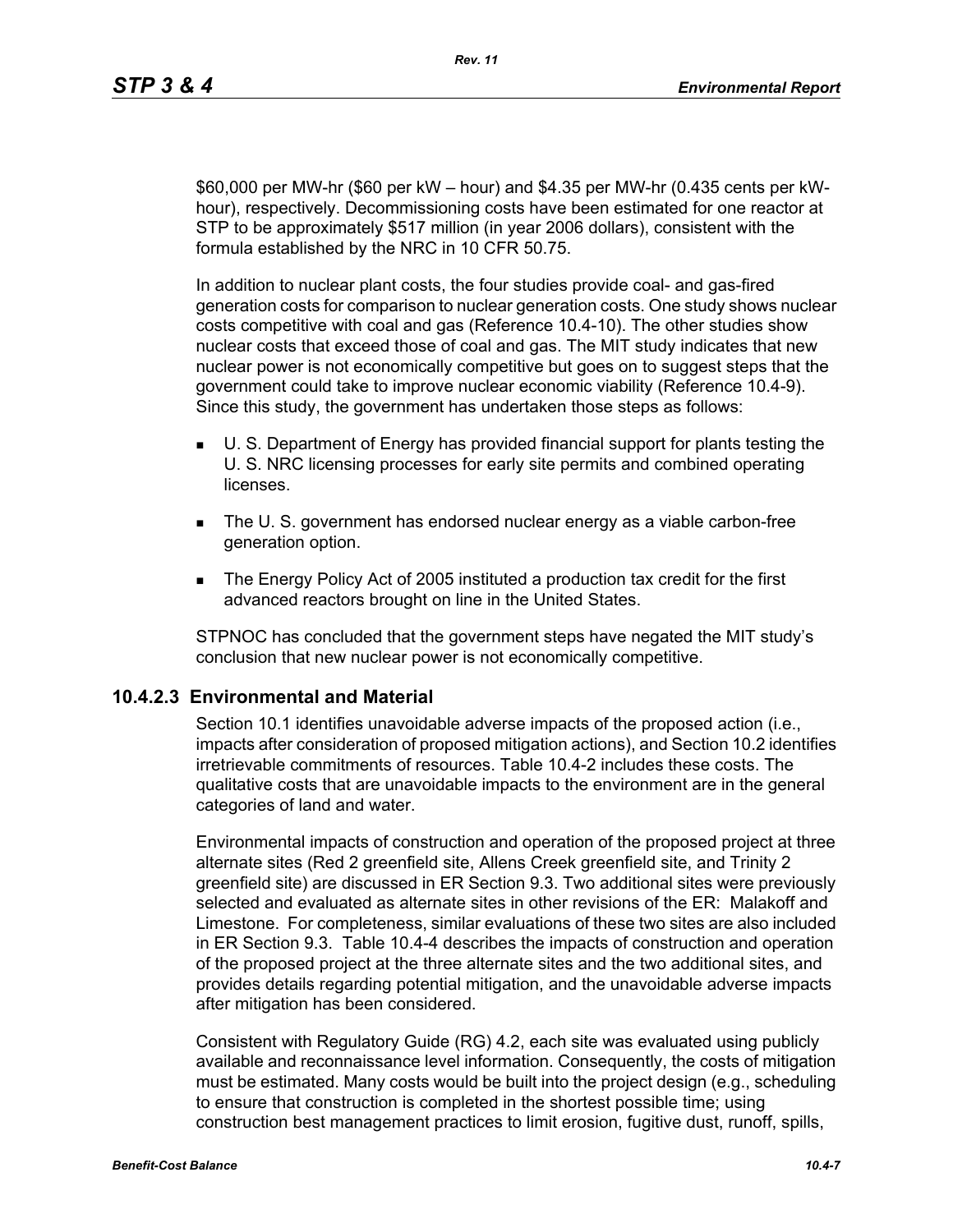$60,000 per MW-hr ($60 per kW – hour) and $4.35 per MW-hr (0.435 cents per kW-hour), respectively. Decommissioning costs have been estimated for one reactor at STP to be approximately $517 million (in year 2006 dollars), consistent with the formula established by the NRC in 10 CFR 50.75.

In addition to nuclear plant costs, the four studies provide coal- and gas-fired generation costs for comparison to nuclear generation costs. One study shows nuclear costs competitive with coal and gas (Reference 10.4-10). The other studies show nuclear costs that exceed those of coal and gas. The MIT study indicates that new nuclear power is not economically competitive but goes on to suggest steps that the government could take to improve nuclear economic viability (Reference 10.4-9). Since this study, the government has undertaken those steps as follows:

- U. S. Department of Energy has provided financial support for plants testing the U. S. NRC licensing processes for early site permits and combined operating licenses.
- The U. S. government has endorsed nuclear energy as a viable carbon-free generation option.
- The Energy Policy Act of 2005 instituted a production tax credit for the first advanced reactors brought on line in the United States.

STPNOC has concluded that the government steps have negated the MIT study's conclusion that new nuclear power is not economically competitive.

### 10.4.2.3 Environmental and Material

Section 10.1 identifies unavoidable adverse impacts of the proposed action (i.e., impacts after consideration of proposed mitigation actions), and Section 10.2 identifies irretrievable commitments of resources. Table 10.4-2 includes these costs. The qualitative costs that are unavoidable impacts to the environment are in the general categories of land and water.

Environmental impacts of construction and operation of the proposed project at three alternate sites (Red 2 greenfield site, Allens Creek greenfield site, and Trinity 2 greenfield site) are discussed in ER Section 9.3. Two additional sites were previously selected and evaluated as alternate sites in other revisions of the ER: Malakoff and Limestone. For completeness, similar evaluations of these two sites are also included in ER Section 9.3. Table 10.4-4 describes the impacts of construction and operation of the proposed project at the three alternate sites and the two additional sites, and provides details regarding potential mitigation, and the unavoidable adverse impacts after mitigation has been considered.

Consistent with Regulatory Guide (RG) 4.2, each site was evaluated using publicly available and reconnaissance level information. Consequently, the costs of mitigation must be estimated. Many costs would be built into the project design (e.g., scheduling to ensure that construction is completed in the shortest possible time; using construction best management practices to limit erosion, fugitive dust, runoff, spills,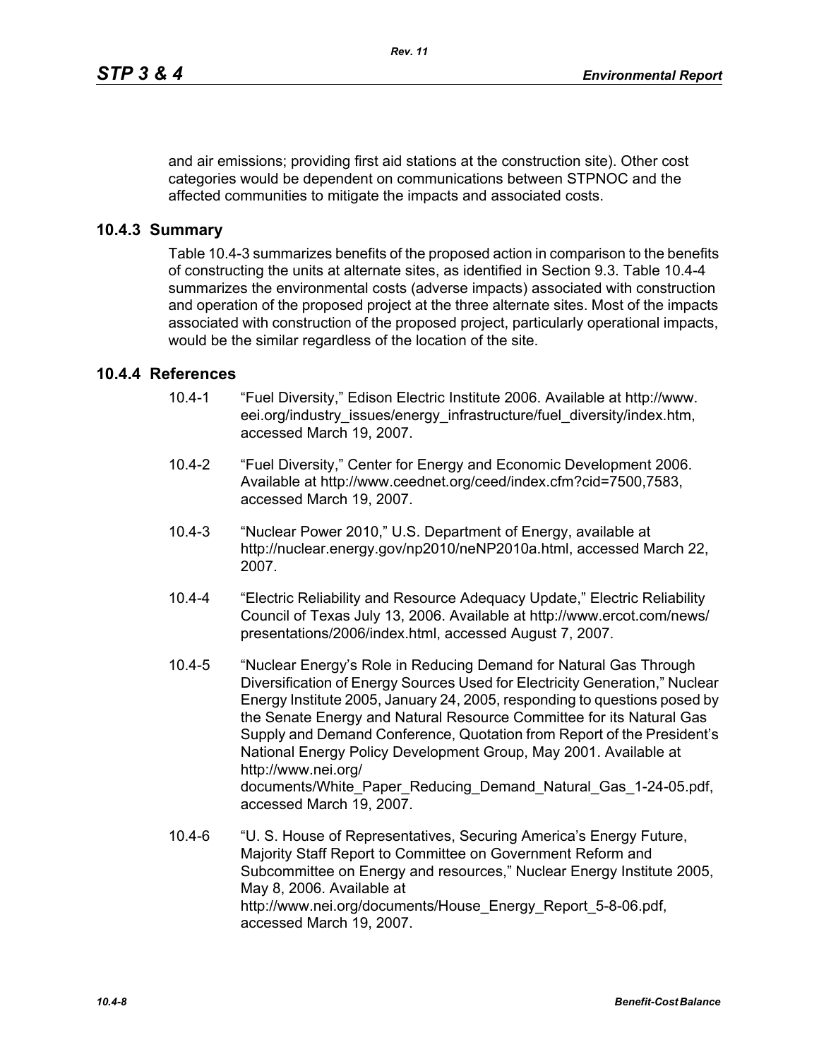and air emissions; providing first aid stations at the construction site). Other cost categories would be dependent on communications between STPNOC and the affected communities to mitigate the impacts and associated costs.

## 10.4.3 Summary

Table 10.4-3 summarizes benefits of the proposed action in comparison to the benefits of constructing the units at alternate sites, as identified in Section 9.3. Table 10.4-4 summarizes the environmental costs (adverse impacts) associated with construction and operation of the proposed project at the three alternate sites. Most of the impacts associated with construction of the proposed project, particularly operational impacts, would be the similar regardless of the location of the site.

## 10.4.4 References

10.4-1 "Fuel Diversity," Edison Electric Institute 2006. Available at http://www.eei.org/industry_issues/energy_infrastructure/fuel_diversity/index.htm, accessed March 19, 2007.

10.4-2 "Fuel Diversity," Center for Energy and Economic Development 2006. Available at http://www.ceednet.org/ceed/index.cfm?cid=7500,7583, accessed March 19, 2007.

10.4-3 "Nuclear Power 2010," U.S. Department of Energy, available at http://nuclear.energy.gov/np2010/neNP2010a.html, accessed March 22, 2007.

10.4-4 "Electric Reliability and Resource Adequacy Update," Electric Reliability Council of Texas July 13, 2006. Available at http://www.ercot.com/news/presentations/2006/index.html, accessed August 7, 2007.

10.4-5 "Nuclear Energy's Role in Reducing Demand for Natural Gas Through Diversification of Energy Sources Used for Electricity Generation," Nuclear Energy Institute 2005, January 24, 2005, responding to questions posed by the Senate Energy and Natural Resource Committee for its Natural Gas Supply and Demand Conference, Quotation from Report of the President's National Energy Policy Development Group, May 2001. Available at http://www.nei.org/documents/White_Paper_Reducing_Demand_Natural_Gas_1-24-05.pdf, accessed March 19, 2007.

10.4-6 "U. S. House of Representatives, Securing America's Energy Future, Majority Staff Report to Committee on Government Reform and Subcommittee on Energy and resources," Nuclear Energy Institute 2005, May 8, 2006. Available at http://www.nei.org/documents/House_Energy_Report_5-8-06.pdf, accessed March 19, 2007.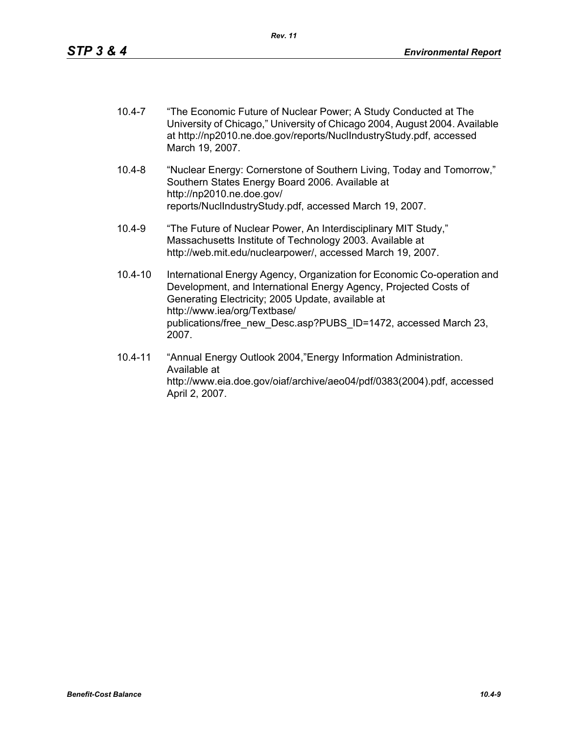10.4-7 "The Economic Future of Nuclear Power; A Study Conducted at The University of Chicago," University of Chicago 2004, August 2004. Available at http://np2010.ne.doe.gov/reports/NuclIndustryStudy.pdf, accessed March 19, 2007.

10.4-8 "Nuclear Energy: Cornerstone of Southern Living, Today and Tomorrow," Southern States Energy Board 2006. Available at http://np2010.ne.doe.gov/reports/NuclIndustryStudy.pdf, accessed March 19, 2007.

10.4-9 "The Future of Nuclear Power, An Interdisciplinary MIT Study," Massachusetts Institute of Technology 2003. Available at http://web.mit.edu/nuclearpower/, accessed March 19, 2007.

10.4-10 International Energy Agency, Organization for Economic Co-operation and Development, and International Energy Agency, Projected Costs of Generating Electricity; 2005 Update, available at http://www.iea/org/Textbase/publications/free_new_Desc.asp?PUBS_ID=1472, accessed March 23, 2007.

10.4-11 "Annual Energy Outlook 2004,"Energy Information Administration. Available at http://www.eia.doe.gov/oiaf/archive/aeo04/pdf/0383(2004).pdf, accessed April 2, 2007.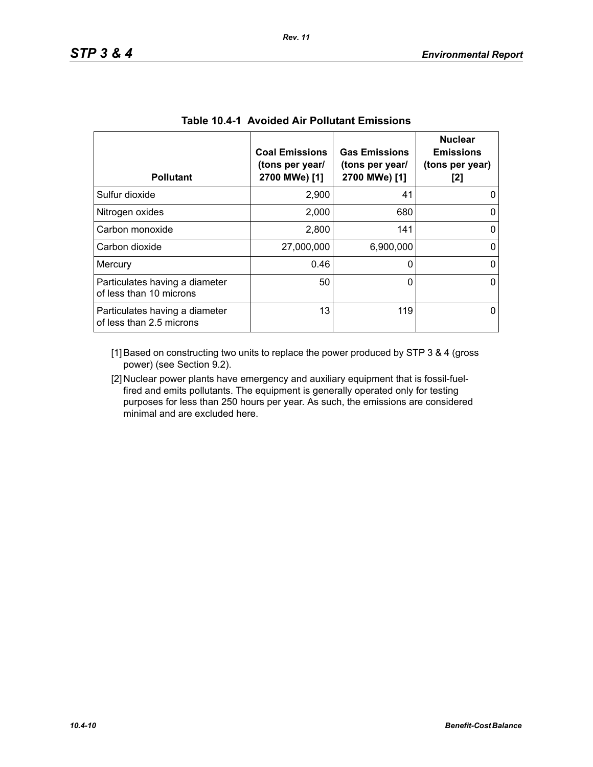**Table 10.4-1 Avoided Air Pollutant Emissions**

| Pollutant | Coal Emissions (tons per year/ 2700 MWe) [1] | Gas Emissions (tons per year/ 2700 MWe) [1] | Nuclear Emissions (tons per year) [2] |
|---|---|---|---|
| Sulfur dioxide | 2,900 | 41 | 0 |
| Nitrogen oxides | 2,000 | 680 | 0 |
| Carbon monoxide | 2,800 | 141 | 0 |
| Carbon dioxide | 27,000,000 | 6,900,000 | 0 |
| Mercury | 0.46 | 0 | 0 |
| Particulates having a diameter of less than 10 microns | 50 | 0 | 0 |
| Particulates having a diameter of less than 2.5 microns | 13 | 119 | 0 |

[1] Based on constructing two units to replace the power produced by STP 3 & 4 (gross power) (see Section 9.2).

[2] Nuclear power plants have emergency and auxiliary equipment that is fossil-fuel-fired and emits pollutants. The equipment is generally operated only for testing purposes for less than 250 hours per year. As such, the emissions are considered minimal and are excluded here.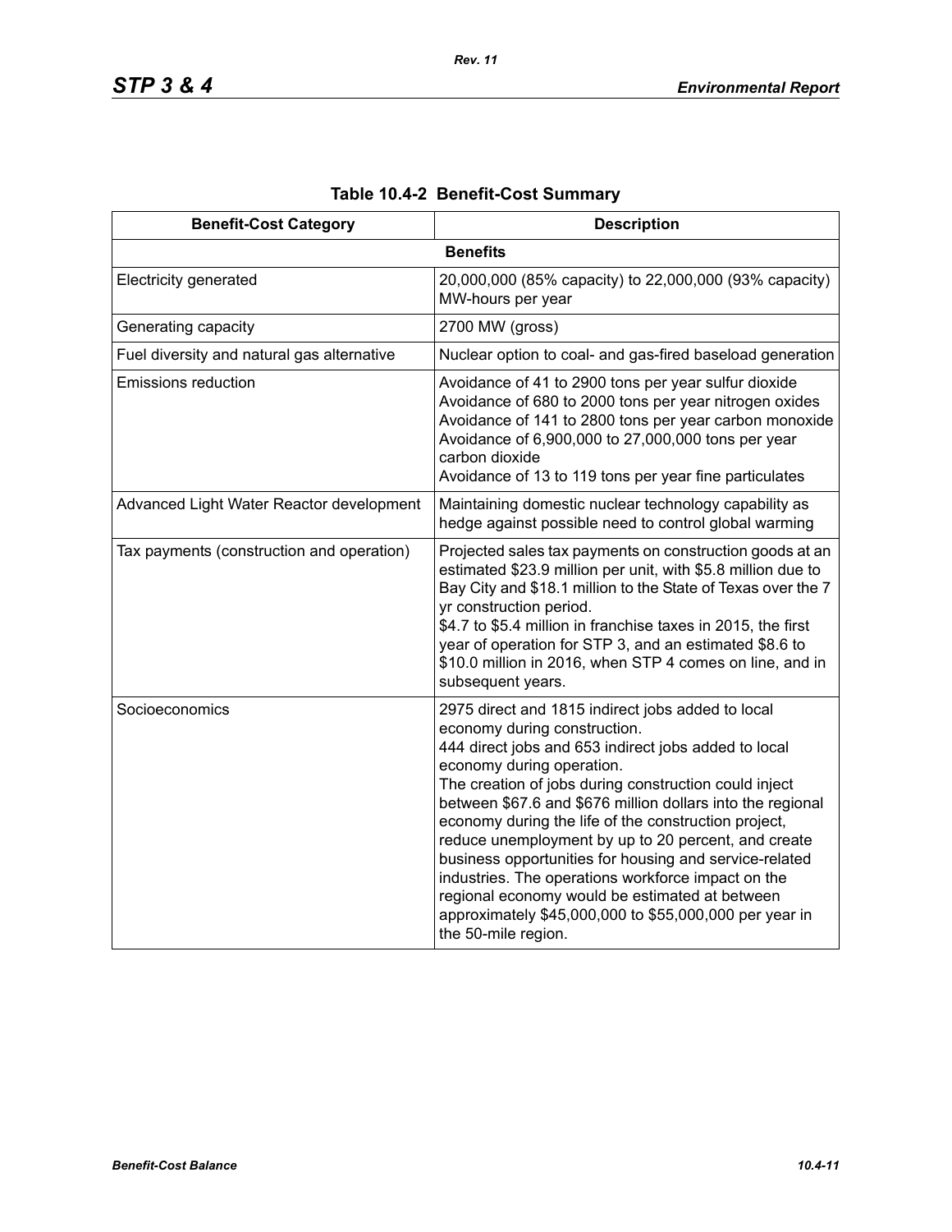**Table 10.4-2 Benefit-Cost Summary**

| Benefit-Cost Category | Description |
|---|---|
| **Benefits** | |
| Electricity generated | 20,000,000 (85% capacity) to 22,000,000 (93% capacity) MW-hours per year |
| Generating capacity | 2700 MW (gross) |
| Fuel diversity and natural gas alternative | Nuclear option to coal- and gas-fired baseload generation |
| Emissions reduction | Avoidance of 41 to 2900 tons per year sulfur dioxide<br>Avoidance of 680 to 2000 tons per year nitrogen oxides<br>Avoidance of 141 to 2800 tons per year carbon monoxide<br>Avoidance of 6,900,000 to 27,000,000 tons per year carbon dioxide<br>Avoidance of 13 to 119 tons per year fine particulates |
| Advanced Light Water Reactor development | Maintaining domestic nuclear technology capability as hedge against possible need to control global warming |
| Tax payments (construction and operation) | Projected sales tax payments on construction goods at an estimated $23.9 million per unit, with $5.8 million due to Bay City and $18.1 million to the State of Texas over the 7 yr construction period.<br>$4.7 to $5.4 million in franchise taxes in 2015, the first year of operation for STP 3, and an estimated $8.6 to $10.0 million in 2016, when STP 4 comes on line, and in subsequent years. |
| Socioeconomics | 2975 direct and 1815 indirect jobs added to local economy during construction.<br>444 direct jobs and 653 indirect jobs added to local economy during operation.<br>The creation of jobs during construction could inject between $67.6 and $676 million dollars into the regional economy during the life of the construction project, reduce unemployment by up to 20 percent, and create business opportunities for housing and service-related industries. The operations workforce impact on the regional economy would be estimated at between approximately $45,000,000 to $55,000,000 per year in the 50-mile region. |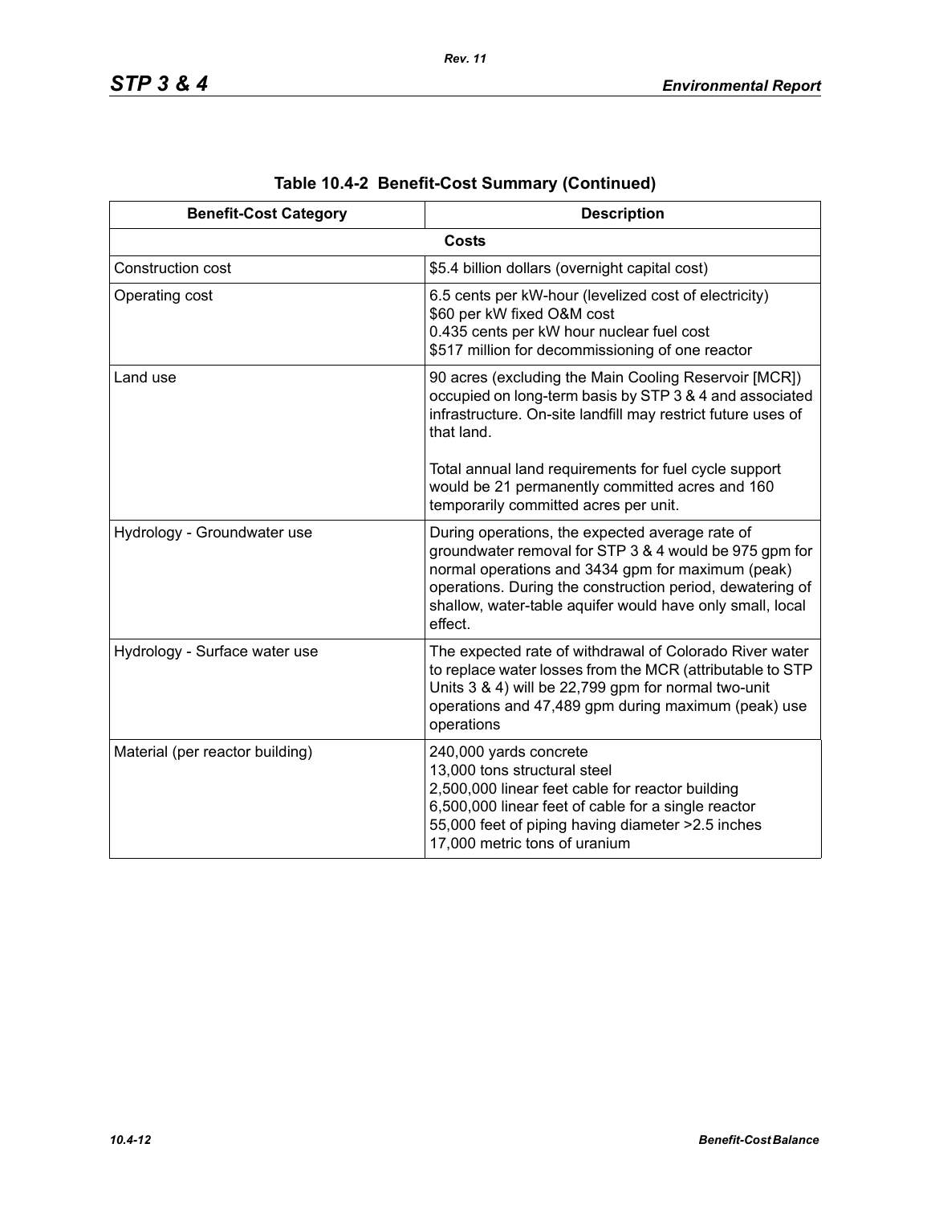**Table 10.4-2 Benefit-Cost Summary (Continued)**

| Benefit-Cost Category | Description |
|---|---|
| **Costs** | |
| Construction cost | $5.4 billion dollars (overnight capital cost) |
| Operating cost | 6.5 cents per kW-hour (levelized cost of electricity)<br>$60 per kW fixed O&M cost<br>0.435 cents per kW hour nuclear fuel cost<br>$517 million for decommissioning of one reactor |
| Land use | 90 acres (excluding the Main Cooling Reservoir [MCR]) occupied on long-term basis by STP 3 & 4 and associated infrastructure. On-site landfill may restrict future uses of that land.<br><br>Total annual land requirements for fuel cycle support would be 21 permanently committed acres and 160 temporarily committed acres per unit. |
| Hydrology - Groundwater use | During operations, the expected average rate of groundwater removal for STP 3 & 4 would be 975 gpm for normal operations and 3434 gpm for maximum (peak) operations. During the construction period, dewatering of shallow, water-table aquifer would have only small, local effect. |
| Hydrology - Surface water use | The expected rate of withdrawal of Colorado River water to replace water losses from the MCR (attributable to STP Units 3 & 4) will be 22,799 gpm for normal two-unit operations and 47,489 gpm during maximum (peak) use operations |
| Material (per reactor building) | 240,000 yards concrete<br>13,000 tons structural steel<br>2,500,000 linear feet cable for reactor building<br>6,500,000 linear feet of cable for a single reactor<br>55,000 feet of piping having diameter >2.5 inches<br>17,000 metric tons of uranium |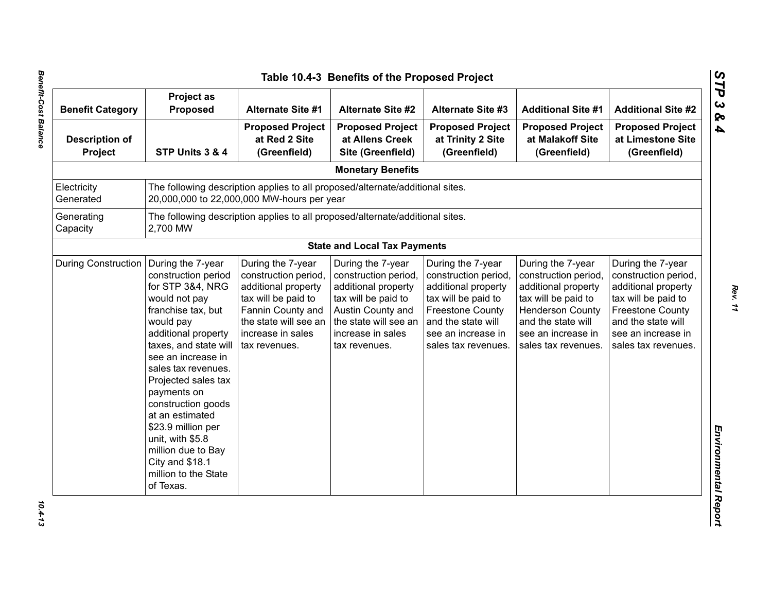Table 10.4-3 Benefits of the Proposed Project

| Benefit Category | Project as Proposed | Alternate Site #1 | Alternate Site #2 | Alternate Site #3 | Additional Site #1 | Additional Site #2 |
|---|---|---|---|---|---|---|
| **Description of Project** | **STP Units 3 & 4** | **Proposed Project at Red 2 Site (Greenfield)** | **Proposed Project at Allens Creek Site (Greenfield)** | **Proposed Project at Trinity 2 Site (Greenfield)** | **Proposed Project at Malakoff Site (Greenfield)** | **Proposed Project at Limestone Site (Greenfield)** |
| | | | **Monetary Benefits** | | | |
| Electricity Generated | The following description applies to all proposed/alternate/additional sites. 20,000,000 to 22,000,000 MW-hours per year | | | | | |
| Generating Capacity | The following description applies to all proposed/alternate/additional sites. 2,700 MW | | | | | |
| | | | **State and Local Tax Payments** | | | |
| During Construction | During the 7-year construction period for STP 3&4, NRG would not pay franchise tax, but would pay additional property taxes, and state will see an increase in sales tax revenues. Projected sales tax payments on construction goods at an estimated $23.9 million per unit, with $5.8 million due to Bay City and $18.1 million to the State of Texas. | During the 7-year construction period, additional property tax will be paid to Fannin County and the state will see an increase in sales tax revenues. | During the 7-year construction period, additional property tax will be paid to Austin County and the state will see an increase in sales tax revenues. | During the 7-year construction period, additional property tax will be paid to Freestone County and the state will see an increase in sales tax revenues. | During the 7-year construction period, additional property tax will be paid to Henderson County and the state will see an increase in sales tax revenues. | During the 7-year construction period, additional property tax will be paid to Freestone County and the state will see an increase in sales tax revenues. |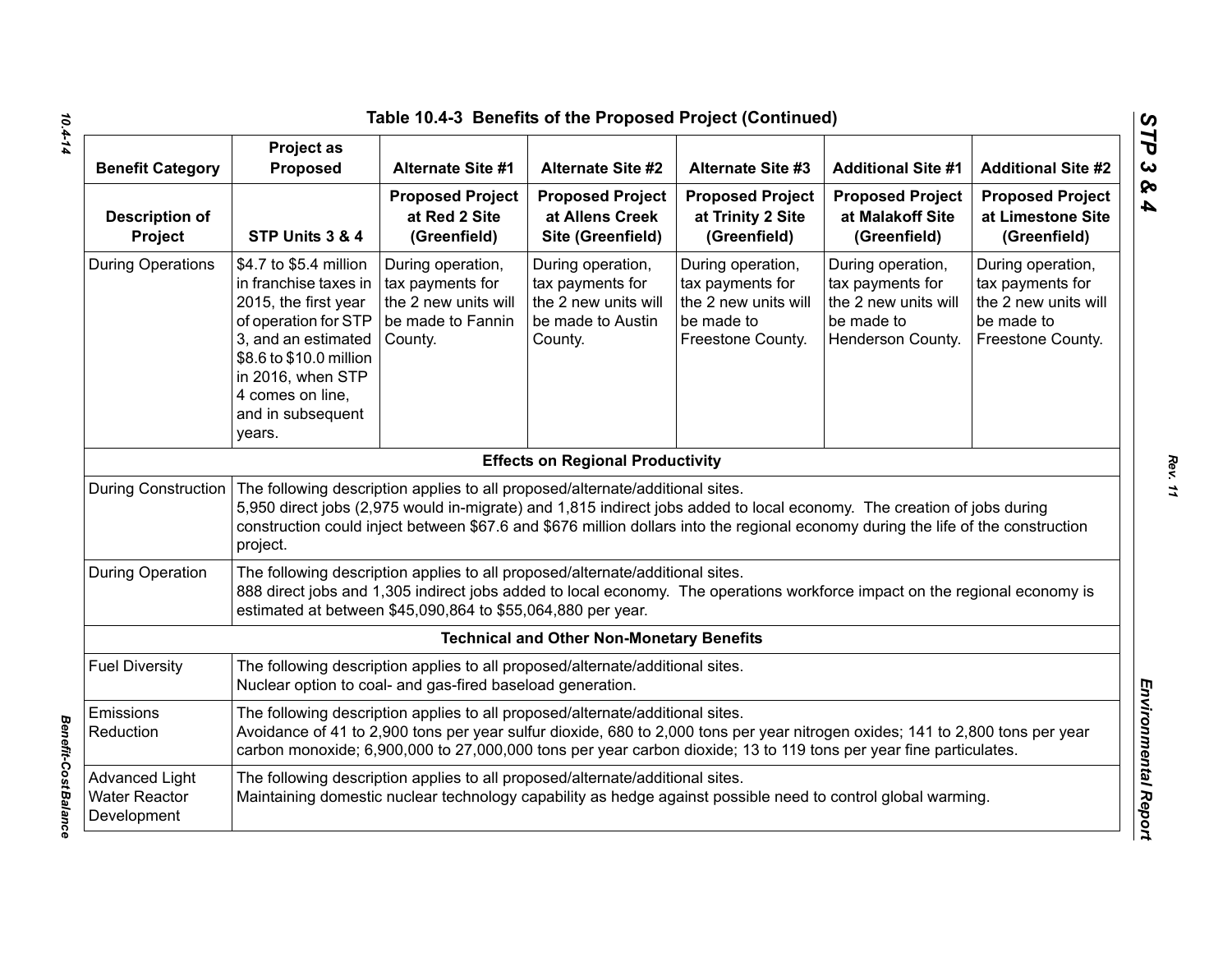# Table 10.4-3 Benefits of the Proposed Project (Continued)

| Benefit Category | Project as Proposed | Alternate Site #1 | Alternate Site #2 | Alternate Site #3 | Additional Site #1 | Additional Site #2 |
|---|---|---|---|---|---|---|
| **Description of Project** | **STP Units 3 & 4** | **Proposed Project at Red 2 Site (Greenfield)** | **Proposed Project at Allens Creek Site (Greenfield)** | **Proposed Project at Trinity 2 Site (Greenfield)** | **Proposed Project at Malakoff Site (Greenfield)** | **Proposed Project at Limestone Site (Greenfield)** |
| During Operations | $4.7 to $5.4 million in franchise taxes in 2015, the first year of operation for STP 3, and an estimated $8.6 to $10.0 million in 2016, when STP 4 comes on line, and in subsequent years. | During operation, tax payments for the 2 new units will be made to Fannin County. | During operation, tax payments for the 2 new units will be made to Austin County. | During operation, tax payments for the 2 new units will be made to Freestone County. | During operation, tax payments for the 2 new units will be made to Henderson County. | During operation, tax payments for the 2 new units will be made to Freestone County. |
| **Effects on Regional Productivity** | | | | | | |
| During Construction | The following description applies to all proposed/alternate/additional sites. 5,950 direct jobs (2,975 would in-migrate) and 1,815 indirect jobs added to local economy. The creation of jobs during construction could inject between $67.6 and $676 million dollars into the regional economy during the life of the construction project. | | | | | |
| During Operation | The following description applies to all proposed/alternate/additional sites. 888 direct jobs and 1,305 indirect jobs added to local economy. The operations workforce impact on the regional economy is estimated at between $45,090,864 to $55,064,880 per year. | | | | | |
| **Technical and Other Non-Monetary Benefits** | | | | | | |
| Fuel Diversity | The following description applies to all proposed/alternate/additional sites. Nuclear option to coal- and gas-fired baseload generation. | | | | | |
| Emissions Reduction | The following description applies to all proposed/alternate/additional sites. Avoidance of 41 to 2,900 tons per year sulfur dioxide, 680 to 2,000 tons per year nitrogen oxides; 141 to 2,800 tons per year carbon monoxide; 6,900,000 to 27,000,000 tons per year carbon dioxide; 13 to 119 tons per year fine particulates. | | | | | |
| Advanced Light Water Reactor Development | The following description applies to all proposed/alternate/additional sites. Maintaining domestic nuclear technology capability as hedge against possible need to control global warming. | | | | | |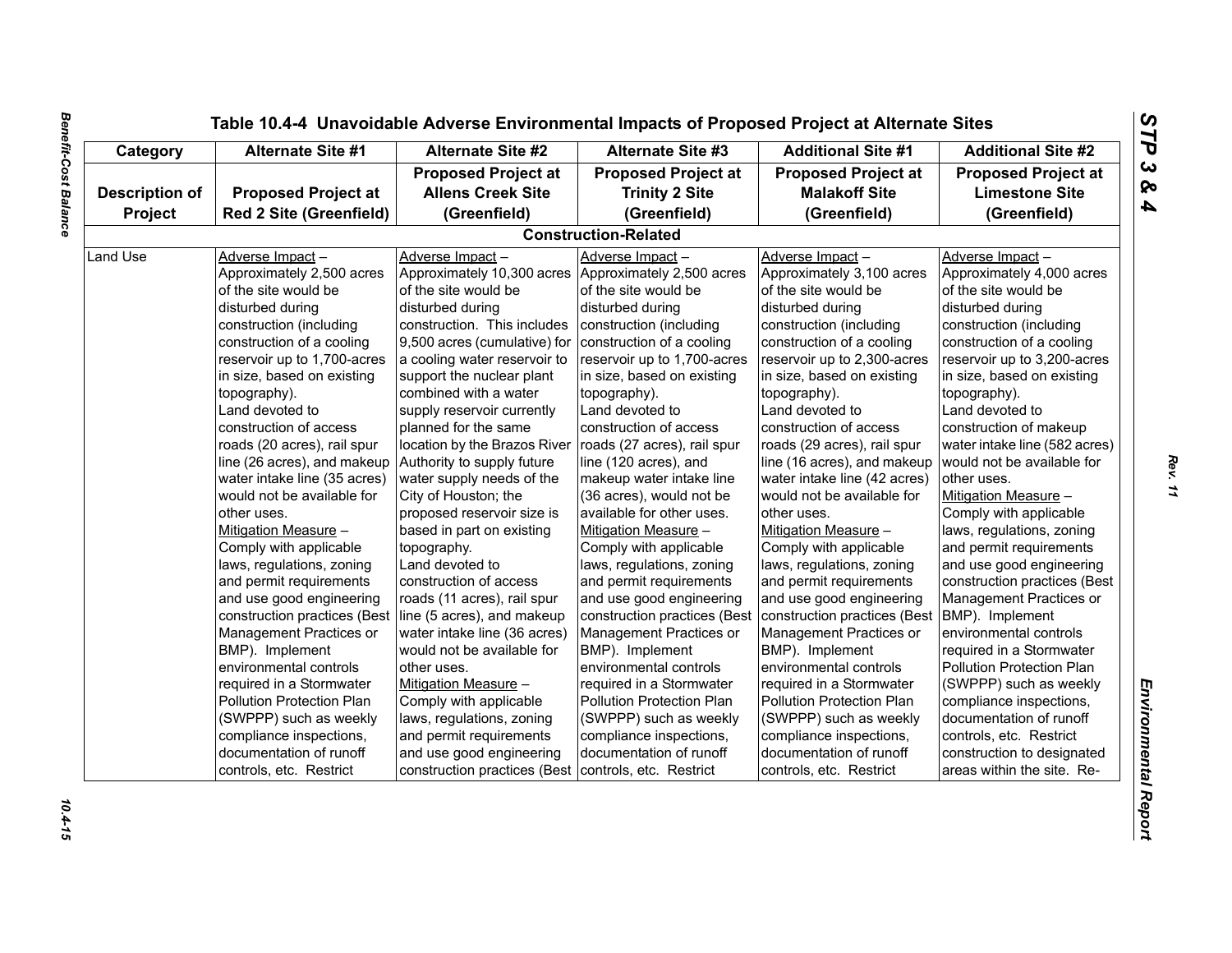## Table 10.4-4 Unavoidable Adverse Environmental Impacts of Proposed Project at Alternate Sites

| Category | Alternate Site #1 | Alternate Site #2 | Alternate Site #3 | Additional Site #1 | Additional Site #2 |
|---|---|---|---|---|---|
| **Description of Project** | **Proposed Project at Red 2 Site (Greenfield)** | **Proposed Project at Allens Creek Site (Greenfield)** | **Proposed Project at Trinity 2 Site (Greenfield)** | **Proposed Project at Malakoff Site (Greenfield)** | **Proposed Project at Limestone Site (Greenfield)** |
| **Construction-Related** | | | | | |
| Land Use | Adverse Impact – Approximately 2,500 acres of the site would be disturbed during construction (including construction of a cooling reservoir up to 1,700-acres in size, based on existing topography). Land devoted to construction of access roads (20 acres), rail spur line (26 acres), and makeup water intake line (35 acres) would not be available for other uses. Mitigation Measure – Comply with applicable laws, regulations, zoning and permit requirements and use good engineering construction practices (Best Management Practices or BMP). Implement environmental controls required in a Stormwater Pollution Protection Plan (SWPPP) such as weekly compliance inspections, documentation of runoff controls, etc. Restrict | Adverse Impact – Approximately 10,300 acres of the site would be disturbed during construction. This includes 9,500 acres (cumulative) for a cooling water reservoir to support the nuclear plant combined with a water supply reservoir currently planned for the same location by the Brazos River Authority to supply future water supply needs of the City of Houston; the proposed reservoir size is based in part on existing topography. Land devoted to construction of access roads (11 acres), rail spur line (5 acres), and makeup water intake line (36 acres) would not be available for other uses. Mitigation Measure – Comply with applicable laws, regulations, zoning and permit requirements and use good engineering construction practices (Best | Adverse Impact – Approximately 2,500 acres of the site would be disturbed during construction (including construction of a cooling reservoir up to 1,700-acres in size, based on existing topography). Land devoted to construction of access roads (27 acres), rail spur line (120 acres), and makeup water intake line (36 acres), would not be available for other uses. Mitigation Measure – Comply with applicable laws, regulations, zoning and permit requirements and use good engineering construction practices (Best Management Practices or BMP). Implement environmental controls required in a Stormwater Pollution Protection Plan (SWPPP) such as weekly compliance inspections, documentation of runoff controls, etc. Restrict | Adverse Impact – Approximately 3,100 acres of the site would be disturbed during construction (including construction of a cooling reservoir up to 2,300-acres in size, based on existing topography). Land devoted to construction of access roads (29 acres), rail spur line (16 acres), and makeup water intake line (42 acres) would not be available for other uses. Mitigation Measure – Comply with applicable laws, regulations, zoning and permit requirements and use good engineering construction practices (Best Management Practices or BMP). Implement environmental controls required in a Stormwater Pollution Protection Plan (SWPPP) such as weekly compliance inspections, documentation of runoff controls, etc. Restrict | Adverse Impact – Approximately 4,000 acres of the site would be disturbed during construction (including construction of a cooling reservoir up to 3,200-acres in size, based on existing topography). Land devoted to construction of makeup water intake line (582 acres) would not be available for other uses. Mitigation Measure – Comply with applicable laws, regulations, zoning and permit requirements and use good engineering construction practices (Best Management Practices or BMP). Implement environmental controls required in a Stormwater Pollution Protection Plan (SWPPP) such as weekly compliance inspections, documentation of runoff controls, etc. Restrict construction to designated areas within the site. Re- |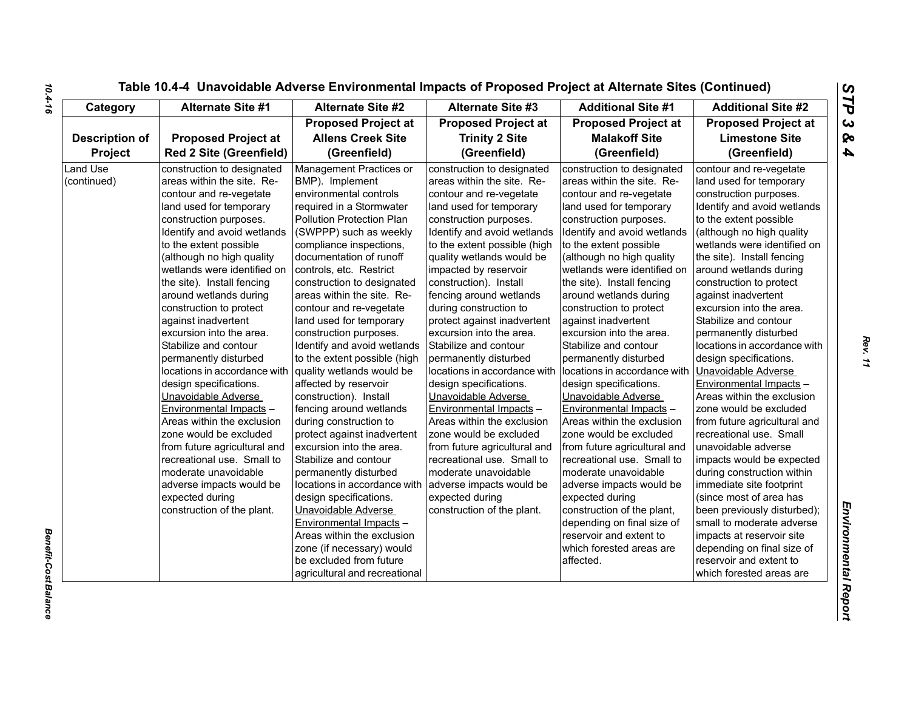# Table 10.4-4 Unavoidable Adverse Environmental Impacts of Proposed Project at Alternate Sites (Continued)

| Category | Alternate Site #1 | Alternate Site #2 | Alternate Site #3 | Additional Site #1 | Additional Site #2 |
|---|---|---|---|---|---|
| **Description of Project** | **Proposed Project at Red 2 Site (Greenfield)** | **Proposed Project at Allens Creek Site (Greenfield)** | **Proposed Project at Trinity 2 Site (Greenfield)** | **Proposed Project at Malakoff Site (Greenfield)** | **Proposed Project at Limestone Site (Greenfield)** |
| Land Use (continued) | construction to designated areas within the site. Re-contour and re-vegetate land used for temporary construction purposes. Identify and avoid wetlands to the extent possible (although no high quality wetlands were identified on the site). Install fencing around wetlands during construction to protect against inadvertent excursion into the area. Stabilize and contour permanently disturbed locations in accordance with design specifications. <u>Unavoidable Adverse Environmental Impacts</u> – Areas within the exclusion zone would be excluded from future agricultural and recreational use. Small to moderate unavoidable adverse impacts would be expected during construction of the plant. | Management Practices or BMP). Implement environmental controls required in a Stormwater Pollution Protection Plan (SWPPP) such as weekly compliance inspections, documentation of runoff controls, etc. Restrict construction to designated areas within the site. Re-contour and re-vegetate land used for temporary construction purposes. Identify and avoid wetlands to the extent possible (high quality wetlands would be affected by reservoir construction). Install fencing around wetlands during construction to protect against inadvertent excursion into the area. Stabilize and contour permanently disturbed locations in accordance with design specifications. <u>Unavoidable Adverse Environmental Impacts</u> – Areas within the exclusion zone (if necessary) would be excluded from future agricultural and recreational | construction to designated areas within the site. Re-contour and re-vegetate land used for temporary construction purposes. Identify and avoid wetlands to the extent possible (high quality wetlands would be impacted by reservoir construction). Install fencing around wetlands during construction to protect against inadvertent excursion into the area. Stabilize and contour permanently disturbed locations in accordance with design specifications. <u>Unavoidable Adverse Environmental Impacts</u> – Areas within the exclusion zone would be excluded from future agricultural and recreational use. Small to moderate unavoidable adverse impacts would be expected during construction of the plant. | construction to designated areas within the site. Re-contour and re-vegetate land used for temporary construction purposes. Identify and avoid wetlands to the extent possible (although no high quality wetlands were identified on the site). Install fencing around wetlands during construction to protect against inadvertent excursion into the area. Stabilize and contour permanently disturbed locations in accordance with design specifications. <u>Unavoidable Adverse Environmental Impacts</u> – Areas within the exclusion zone would be excluded from future agricultural and recreational use. Small to moderate unavoidable adverse impacts would be expected during construction of the plant, depending on final size of reservoir and extent to which forested areas are affected. | contour and re-vegetate land used for temporary construction purposes. Identify and avoid wetlands to the extent possible (although no high quality wetlands were identified on the site). Install fencing around wetlands during construction to protect against inadvertent excursion into the area. Stabilize and contour permanently disturbed locations in accordance with design specifications. <u>Unavoidable Adverse Environmental Impacts</u> – Areas within the exclusion zone would be excluded from future agricultural and recreational use. Small unavoidable adverse impacts would be expected during construction within immediate site footprint (since most of area has been previously disturbed); small to moderate adverse impacts at reservoir site depending on final size of reservoir and extent to which forested areas are |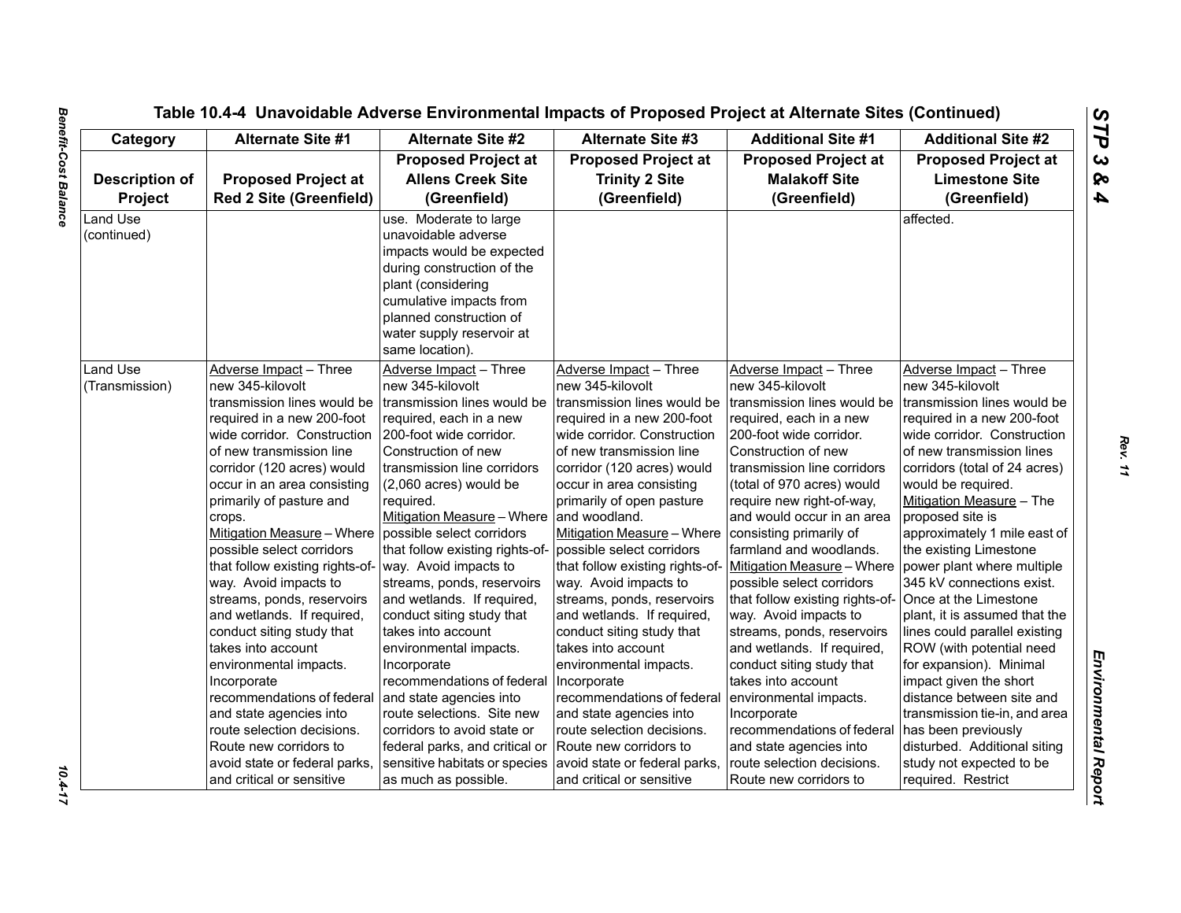Table 10.4-4 Unavoidable Adverse Environmental Impacts of Proposed Project at Alternate Sites (Continued)

| Category | Alternate Site #1 | Alternate Site #2 | Alternate Site #3 | Additional Site #1 | Additional Site #2 |
|---|---|---|---|---|---|
| Description of Project | Proposed Project at Red 2 Site (Greenfield) | Proposed Project at Allens Creek Site (Greenfield) | Proposed Project at Trinity 2 Site (Greenfield) | Proposed Project at Malakoff Site (Greenfield) | Proposed Project at Limestone Site (Greenfield) |
| Land Use (continued) | | use. Moderate to large unavoidable adverse impacts would be expected during construction of the plant (considering cumulative impacts from planned construction of water supply reservoir at same location). | | | affected. |
| Land Use (Transmission) | Adverse Impact – Three new 345-kilovolt transmission lines would be required in a new 200-foot wide corridor. Construction of new transmission line corridor (120 acres) would occur in an area consisting primarily of pasture and crops. Mitigation Measure – Where possible select corridors that follow existing rights-of-way. Avoid impacts to streams, ponds, reservoirs and wetlands. If required, conduct siting study that takes into account environmental impacts. Incorporate recommendations of federal and state agencies into route selection decisions. Route new corridors to avoid state or federal parks, and critical or sensitive | Adverse Impact – Three new 345-kilovolt transmission lines would be required, each in a new 200-foot wide corridor. Construction of new transmission line corridors (2,060 acres) would be required. Mitigation Measure – Where possible select corridors that follow existing rights-of-way. Avoid impacts to streams, ponds, reservoirs and wetlands. If required, conduct siting study that takes into account environmental impacts. Incorporate recommendations of federal and state agencies into route selections. Site new corridors to avoid state or federal parks, and critical or sensitive habitats or species as much as possible. | Adverse Impact – Three new 345-kilovolt transmission lines would be required in a new 200-foot wide corridor. Construction of new transmission line corridor (120 acres) would occur in area consisting primarily of open pasture and woodland. Mitigation Measure – Where possible select corridors that follow existing rights-of-way. Avoid impacts to streams, ponds, reservoirs and wetlands. If required, conduct siting study that takes into account environmental impacts. Incorporate recommendations of federal and state agencies into route selection decisions. Route new corridors to avoid state or federal parks, and critical or sensitive | Adverse Impact – Three new 345-kilovolt transmission lines would be required, each in a new 200-foot wide corridor. Construction of new transmission line corridors (total of 970 acres) would require new right-of-way, and would occur in an area consisting primarily of farmland and woodlands. Mitigation Measure – Where possible select corridors that follow existing rights-of-way. Avoid impacts to streams, ponds, reservoirs and wetlands. If required, conduct siting study that takes into account environmental impacts. Incorporate recommendations of federal and state agencies into route selection decisions. Route new corridors to | Adverse Impact – Three new 345-kilovolt transmission lines would be required in a new 200-foot wide corridor. Construction of new transmission lines corridors (total of 24 acres) would be required. Mitigation Measure – The proposed site is approximately 1 mile east of the existing Limestone power plant where multiple 345 kV connections exist. Once at the Limestone plant, it is assumed that the lines could parallel existing ROW (with potential need for expansion). Minimal impact given the short distance between site and transmission tie-in, and area has been previously disturbed. Additional siting study not expected to be required. Restrict |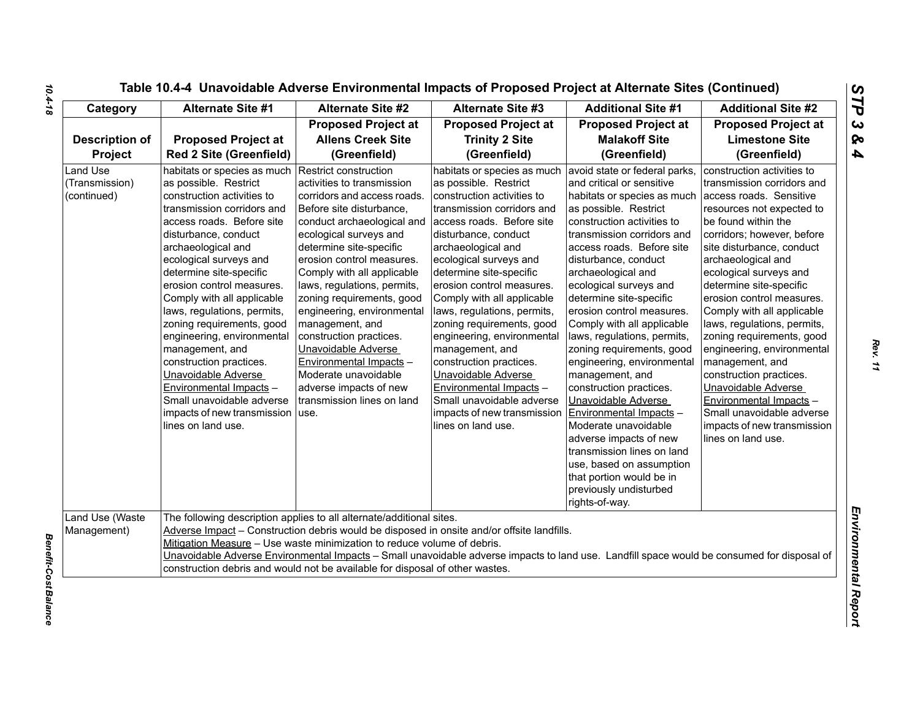## Table 10.4-4 Unavoidable Adverse Environmental Impacts of Proposed Project at Alternate Sites (Continued)

| Category | Alternate Site #1 | Alternate Site #2 | Alternate Site #3 | Additional Site #1 | Additional Site #2 |
|---|---|---|---|---|---|
| **Description of Project** | **Proposed Project at Red 2 Site (Greenfield)** | **Proposed Project at Allens Creek Site (Greenfield)** | **Proposed Project at Trinity 2 Site (Greenfield)** | **Proposed Project at Malakoff Site (Greenfield)** | **Proposed Project at Limestone Site (Greenfield)** |
| Land Use (Transmission) (continued) | habitats or species as much as possible. Restrict construction activities to transmission corridors and access roads. Before site disturbance, conduct archaeological and ecological surveys and determine site-specific erosion control measures. Comply with all applicable laws, regulations, permits, zoning requirements, good engineering, environmental management, and construction practices. Unavoidable Adverse Environmental Impacts – Small unavoidable adverse impacts of new transmission lines on land use. | Restrict construction activities to transmission corridors and access roads. Before site disturbance, conduct archaeological and ecological surveys and determine site-specific erosion control measures. Comply with all applicable laws, regulations, permits, zoning requirements, good engineering, environmental management, and construction practices. Unavoidable Adverse Environmental Impacts – Moderate unavoidable adverse impacts of new transmission lines on land use. | habitats or species as much as possible. Restrict construction activities to transmission corridors and access roads. Before site disturbance, conduct archaeological and ecological surveys and determine site-specific erosion control measures. Comply with all applicable laws, regulations, permits, zoning requirements, good engineering, environmental management, and construction practices. Unavoidable Adverse Environmental Impacts – Small unavoidable adverse impacts of new transmission lines on land use. | avoid state or federal parks, and critical or sensitive habitats or species as much as possible. Restrict construction activities to transmission corridors and access roads. Before site disturbance, conduct archaeological and ecological surveys and determine site-specific erosion control measures. Comply with all applicable laws, regulations, permits, zoning requirements, good engineering, environmental management, and construction practices. Unavoidable Adverse Environmental Impacts – Moderate unavoidable adverse impacts of new transmission lines on land use, based on assumption that portion would be in previously undisturbed rights-of-way. | construction activities to transmission corridors and access roads. Sensitive resources not expected to be found within the corridors; however, before site disturbance, conduct archaeological and ecological surveys and determine site-specific erosion control measures. Comply with all applicable laws, regulations, permits, zoning requirements, good engineering, environmental management, and construction practices. Unavoidable Adverse Environmental Impacts – Small unavoidable adverse impacts of new transmission lines on land use. |
| Land Use (Waste Management) | The following description applies to all alternate/additional sites. Adverse Impact – Construction debris would be disposed in onsite and/or offsite landfills. Mitigation Measure – Use waste minimization to reduce volume of debris. Unavoidable Adverse Environmental Impacts – Small unavoidable adverse impacts to land use. Landfill space would be consumed for disposal of construction debris and would not be available for disposal of other wastes. | | | | |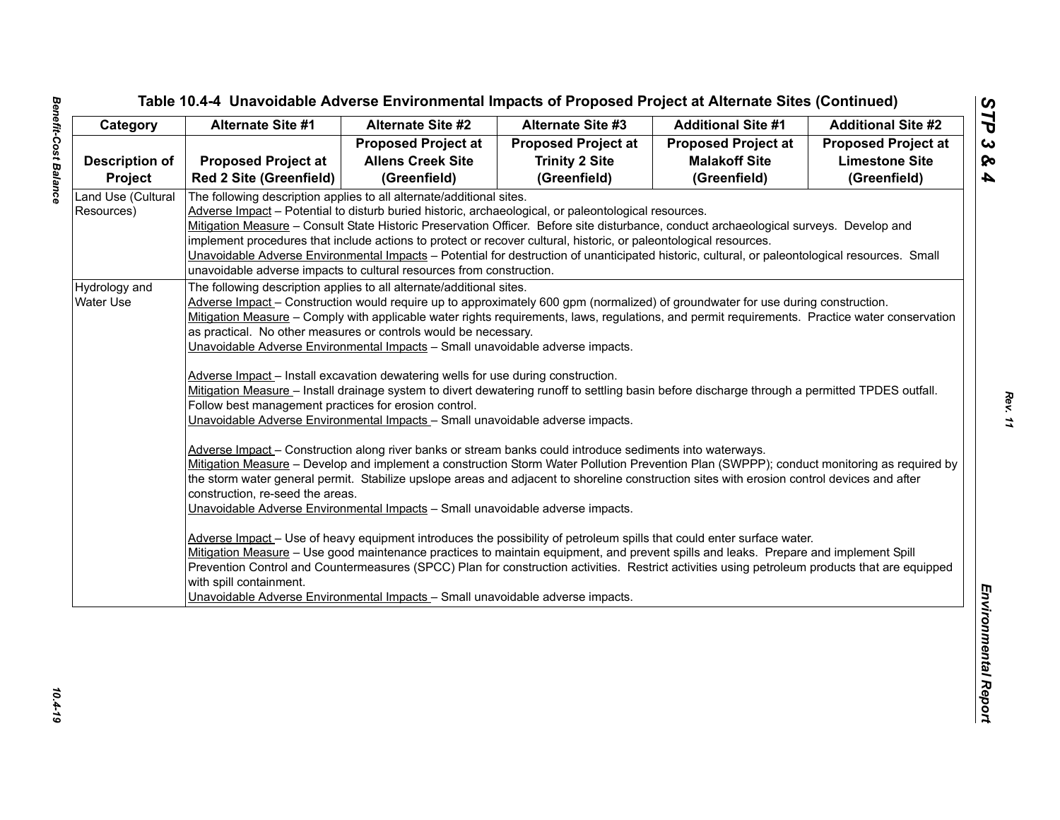**Table 10.4-4 Unavoidable Adverse Environmental Impacts of Proposed Project at Alternate Sites (Continued)**

| Category | Alternate Site #1 | Alternate Site #2 | Alternate Site #3 | Additional Site #1 | Additional Site #2 |
|---|---|---|---|---|---|
| Description of Project | Proposed Project at Red 2 Site (Greenfield) | Proposed Project at Allens Creek Site (Greenfield) | Proposed Project at Trinity 2 Site (Greenfield) | Proposed Project at Malakoff Site (Greenfield) | Proposed Project at Limestone Site (Greenfield) |
| Land Use (Cultural Resources) | The following description applies to all alternate/additional sites.<br>Adverse Impact – Potential to disturb buried historic, archaeological, or paleontological resources.<br>Mitigation Measure – Consult State Historic Preservation Officer. Before site disturbance, conduct archaeological surveys. Develop and implement procedures that include actions to protect or recover cultural, historic, or paleontological resources.<br>Unavoidable Adverse Environmental Impacts – Potential for destruction of unanticipated historic, cultural, or paleontological resources. Small unavoidable adverse impacts to cultural resources from construction. | | | | |
| Hydrology and Water Use | The following description applies to all alternate/additional sites.<br>Adverse Impact – Construction would require up to approximately 600 gpm (normalized) of groundwater for use during construction.<br>Mitigation Measure – Comply with applicable water rights requirements, laws, regulations, and permit requirements. Practice water conservation as practical. No other measures or controls would be necessary.<br>Unavoidable Adverse Environmental Impacts – Small unavoidable adverse impacts.<br><br>Adverse Impact – Install excavation dewatering wells for use during construction.<br>Mitigation Measure – Install drainage system to divert dewatering runoff to settling basin before discharge through a permitted TPDES outfall. Follow best management practices for erosion control.<br>Unavoidable Adverse Environmental Impacts – Small unavoidable adverse impacts.<br><br>Adverse Impact – Construction along river banks or stream banks could introduce sediments into waterways.<br>Mitigation Measure – Develop and implement a construction Storm Water Pollution Prevention Plan (SWPPP); conduct monitoring as required by the storm water general permit. Stabilize upslope areas and adjacent to shoreline construction sites with erosion control devices and after construction, re-seed the areas.<br>Unavoidable Adverse Environmental Impacts – Small unavoidable adverse impacts.<br><br>Adverse Impact – Use of heavy equipment introduces the possibility of petroleum spills that could enter surface water.<br>Mitigation Measure – Use good maintenance practices to maintain equipment, and prevent spills and leaks. Prepare and implement Spill Prevention Control and Countermeasures (SPCC) Plan for construction activities. Restrict activities using petroleum products that are equipped with spill containment.<br>Unavoidable Adverse Environmental Impacts – Small unavoidable adverse impacts. | | | | |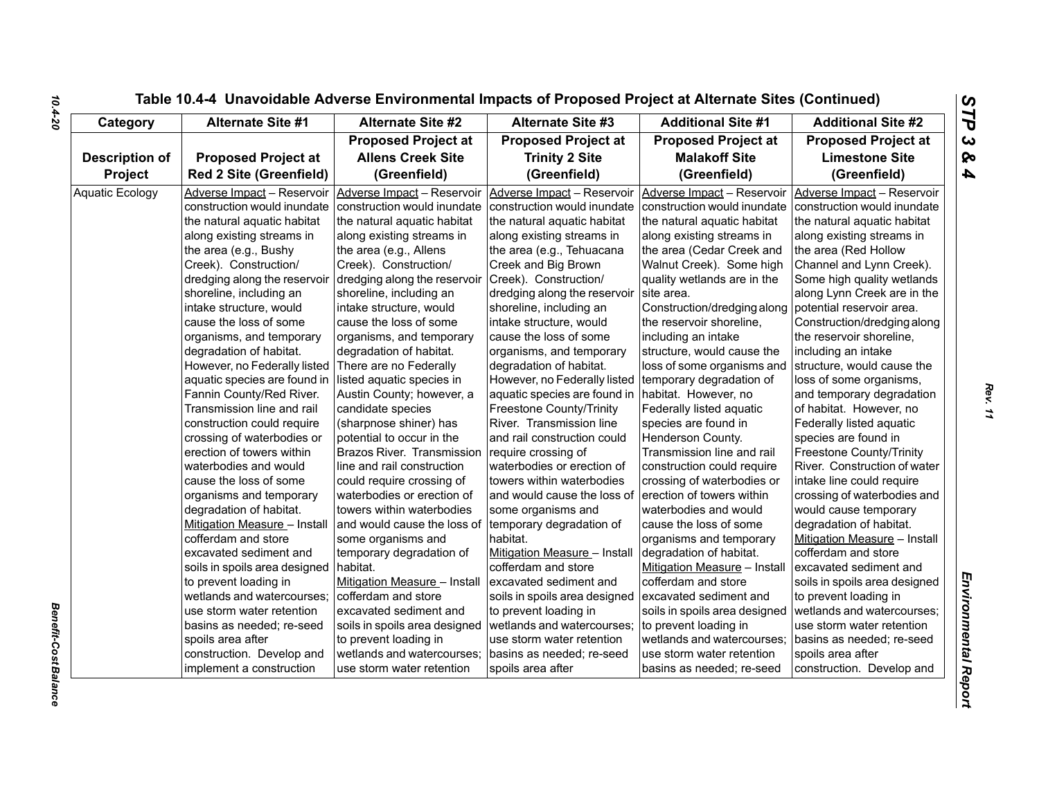Table 10.4-4 Unavoidable Adverse Environmental Impacts of Proposed Project at Alternate Sites (Continued)

| Category | Alternate Site #1 | Alternate Site #2 | Alternate Site #3 | Additional Site #1 | Additional Site #2 |
|---|---|---|---|---|---|
| **Description of Project** | **Proposed Project at Red 2 Site (Greenfield)** | **Proposed Project at Allens Creek Site (Greenfield)** | **Proposed Project at Trinity 2 Site (Greenfield)** | **Proposed Project at Malakoff Site (Greenfield)** | **Proposed Project at Limestone Site (Greenfield)** |
| Aquatic Ecology | Adverse Impact – Reservoir construction would inundate the natural aquatic habitat along existing streams in the area (e.g., Bushy Creek). Construction/ dredging along the reservoir shoreline, including an intake structure, would cause the loss of some organisms, and temporary degradation of habitat. However, no Federally listed aquatic species are found in Fannin County/Red River. Transmission line and rail construction could require crossing of waterbodies or erection of towers within waterbodies and would cause the loss of some organisms and temporary degradation of habitat. Mitigation Measure – Install cofferdam and store excavated sediment and soils in spoils area designed to prevent loading in wetlands and watercourses; use storm water retention basins as needed; re-seed spoils area after construction. Develop and implement a construction | Adverse Impact – Reservoir construction would inundate the natural aquatic habitat along existing streams in the area (e.g., Allens Creek). Construction/ dredging along the reservoir shoreline, including an intake structure, would cause the loss of some organisms, and temporary degradation of habitat. There are no Federally listed aquatic species in Austin County; however, a candidate species (sharpnose shiner) has potential to occur in the Brazos River. Transmission line and rail construction could require crossing of waterbodies or erection of towers within waterbodies and would cause the loss of some organisms and temporary degradation of habitat. Mitigation Measure – Install cofferdam and store excavated sediment and soils in spoils area designed to prevent loading in wetlands and watercourses; use storm water retention | Adverse Impact – Reservoir construction would inundate the natural aquatic habitat along existing streams in the area (e.g., Tehuacana Creek and Big Brown Creek). Construction/ dredging along the reservoir shoreline, including an intake structure, would cause the loss of some organisms, and temporary degradation of habitat. However, no Federally listed aquatic species are found in Freestone County/Trinity River. Transmission line and rail construction could require crossing of waterbodies or erection of towers within waterbodies and would cause the loss of some organisms and temporary degradation of habitat. Mitigation Measure – Install cofferdam and store excavated sediment and soils in spoils area designed to prevent loading in wetlands and watercourses; use storm water retention basins as needed; re-seed spoils area after | Adverse Impact – Reservoir construction would inundate the natural aquatic habitat along existing streams in the area (Cedar Creek and Walnut Creek). Some high quality wetlands are in the site area. Construction/dredging along the reservoir shoreline, including an intake structure, would cause the loss of some organisms and temporary degradation of habitat. However, no Federally listed aquatic species are found in Henderson County. Transmission line and rail construction could require crossing of waterbodies or erection of towers within waterbodies and would cause the loss of some organisms and temporary degradation of habitat. Mitigation Measure – Install cofferdam and store excavated sediment and soils in spoils area designed to prevent loading in wetlands and watercourses; use storm water retention basins as needed; re-seed | Adverse Impact – Reservoir construction would inundate the natural aquatic habitat along existing streams in the area (Red Hollow Channel and Lynn Creek). Some high quality wetlands along Lynn Creek are in the potential reservoir area. Construction/dredging along the reservoir shoreline, including an intake structure, would cause the loss of some organisms, and temporary degradation of habitat. However, no Federally listed aquatic species are found in Freestone County/Trinity River. Construction of water intake line could require crossing of waterbodies and would cause temporary degradation of habitat. Mitigation Measure – Install cofferdam and store excavated sediment and soils in spoils area designed to prevent loading in wetlands and watercourses; use storm water retention basins as needed; re-seed spoils area after construction. Develop and |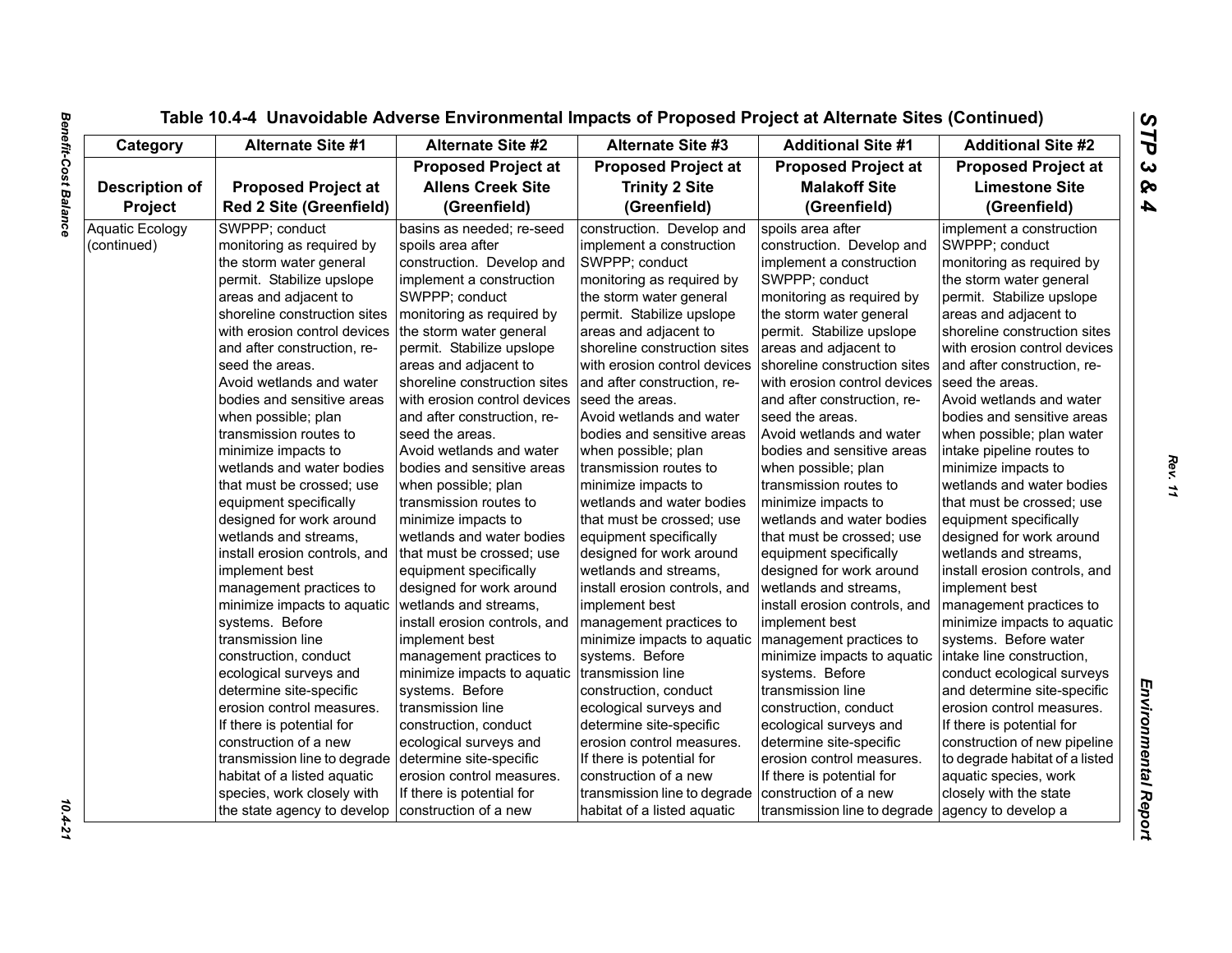## Table 10.4-4 Unavoidable Adverse Environmental Impacts of Proposed Project at Alternate Sites (Continued)

| Category | Alternate Site #1 | Alternate Site #2 | Alternate Site #3 | Additional Site #1 | Additional Site #2 |
|---|---|---|---|---|---|
| **Description of Project** | **Proposed Project at Red 2 Site (Greenfield)** | **Proposed Project at Allens Creek Site (Greenfield)** | **Proposed Project at Trinity 2 Site (Greenfield)** | **Proposed Project at Malakoff Site (Greenfield)** | **Proposed Project at Limestone Site (Greenfield)** |
| Aquatic Ecology (continued) | SWPPP; conduct monitoring as required by the storm water general permit. Stabilize upslope areas and adjacent to shoreline construction sites with erosion control devices and after construction, re-seed the areas.<br>Avoid wetlands and water bodies and sensitive areas when possible; plan transmission routes to minimize impacts to wetlands and water bodies that must be crossed; use equipment specifically designed for work around wetlands and streams, install erosion controls, and implement best management practices to minimize impacts to aquatic systems. Before transmission line construction, conduct ecological surveys and determine site-specific erosion control measures. If there is potential for construction of a new transmission line to degrade habitat of a listed aquatic species, work closely with the state agency to develop | basins as needed; re-seed spoils area after construction. Develop and implement a construction SWPPP; conduct monitoring as required by the storm water general permit. Stabilize upslope areas and adjacent to shoreline construction sites with erosion control devices and after construction, re-seed the areas.<br>Avoid wetlands and water bodies and sensitive areas when possible; plan transmission routes to minimize impacts to wetlands and water bodies that must be crossed; use equipment specifically designed for work around wetlands and streams, install erosion controls, and implement best management practices to minimize impacts to aquatic systems. Before transmission line construction, conduct ecological surveys and determine site-specific erosion control measures. If there is potential for construction of a new | construction. Develop and implement a construction SWPPP; conduct monitoring as required by the storm water general permit. Stabilize upslope areas and adjacent to shoreline construction sites with erosion control devices and after construction, re-seed the areas.<br>Avoid wetlands and water bodies and sensitive areas when possible; plan transmission routes to minimize impacts to wetlands and water bodies that must be crossed; use equipment specifically designed for work around wetlands and streams, install erosion controls, and implement best management practices to minimize impacts to aquatic systems. Before transmission line construction, conduct ecological surveys and determine site-specific erosion control measures. If there is potential for construction of a new transmission line to degrade habitat of a listed aquatic | spoils area after construction. Develop and implement a construction SWPPP; conduct monitoring as required by the storm water general permit. Stabilize upslope areas and adjacent to shoreline construction sites with erosion control devices and after construction, re-seed the areas.<br>Avoid wetlands and water bodies and sensitive areas when possible; plan transmission routes to minimize impacts to wetlands and water bodies that must be crossed; use equipment specifically designed for work around wetlands and streams, install erosion controls, and implement best management practices to minimize impacts to aquatic systems. Before transmission line construction, conduct ecological surveys and determine site-specific erosion control measures. If there is potential for construction of a new transmission line to degrade | implement a construction SWPPP; conduct monitoring as required by the storm water general permit. Stabilize upslope areas and adjacent to shoreline construction sites with erosion control devices and after construction, re-seed the areas.<br>Avoid wetlands and water bodies and sensitive areas when possible; plan water intake pipeline routes to minimize impacts to wetlands and water bodies that must be crossed; use equipment specifically designed for work around wetlands and streams, install erosion controls, and implement best management practices to minimize impacts to aquatic systems. Before water intake line construction, conduct ecological surveys and determine site-specific erosion control measures. If there is potential for construction of new pipeline to degrade habitat of a listed aquatic species, work closely with the state agency to develop a |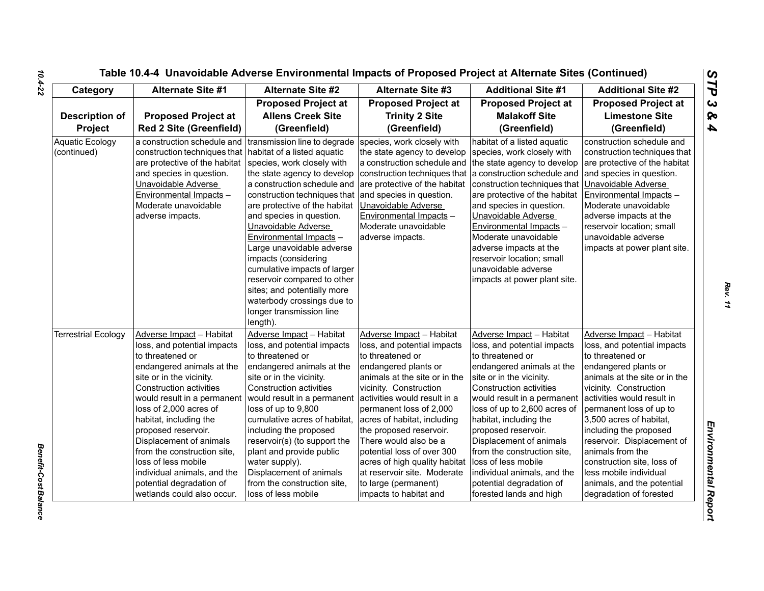# Table 10.4-4 Unavoidable Adverse Environmental Impacts of Proposed Project at Alternate Sites (Continued)

| Category | Alternate Site #1 | Alternate Site #2 | Alternate Site #3 | Additional Site #1 | Additional Site #2 |
|---|---|---|---|---|---|
| **Description of Project** | **Proposed Project at Red 2 Site (Greenfield)** | **Proposed Project at Allens Creek Site (Greenfield)** | **Proposed Project at Trinity 2 Site (Greenfield)** | **Proposed Project at Malakoff Site (Greenfield)** | **Proposed Project at Limestone Site (Greenfield)** |
| Aquatic Ecology (continued) | a construction schedule and construction techniques that are protective of the habitat and species in question. Unavoidable Adverse Environmental Impacts – Moderate unavoidable adverse impacts. | transmission line to degrade habitat of a listed aquatic species, work closely with the state agency to develop a construction schedule and construction techniques that are protective of the habitat and species in question. Unavoidable Adverse Environmental Impacts – Large unavoidable adverse impacts (considering cumulative impacts of larger reservoir compared to other sites; and potentially more waterbody crossings due to longer transmission line length). | species, work closely with the state agency to develop a construction schedule and construction techniques that are protective of the habitat and species in question. Unavoidable Adverse Environmental Impacts – Moderate unavoidable adverse impacts. | habitat of a listed aquatic species, work closely with the state agency to develop a construction schedule and construction techniques that are protective of the habitat and species in question. Unavoidable Adverse Environmental Impacts – Moderate unavoidable adverse impacts at the reservoir location; small unavoidable adverse impacts at power plant site. | construction schedule and construction techniques that are protective of the habitat and species in question. Unavoidable Adverse Environmental Impacts – Moderate unavoidable adverse impacts at the reservoir location; small unavoidable adverse impacts at power plant site. |
| Terrestrial Ecology | Adverse Impact – Habitat loss, and potential impacts to threatened or endangered animals at the site or in the vicinity. Construction activities would result in a permanent loss of 2,000 acres of habitat, including the proposed reservoir. Displacement of animals from the construction site, loss of less mobile individual animals, and the potential degradation of wetlands could also occur. | Adverse Impact – Habitat loss, and potential impacts to threatened or endangered animals at the site or in the vicinity. Construction activities would result in a permanent loss of up to 9,800 cumulative acres of habitat, including the proposed reservoir(s) (to support the plant and provide public water supply). Displacement of animals from the construction site, loss of less mobile | Adverse Impact – Habitat loss, and potential impacts to threatened or endangered plants or animals at the site or in the vicinity. Construction activities would result in a permanent loss of 2,000 acres of habitat, including the proposed reservoir. There would also be a potential loss of over 300 acres of high quality habitat at reservoir site. Moderate to large (permanent) impacts to habitat and | Adverse Impact – Habitat loss, and potential impacts to threatened or endangered animals at the site or in the vicinity. Construction activities would result in a permanent loss of up to 2,600 acres of habitat, including the proposed reservoir. Displacement of animals from the construction site, loss of less mobile individual animals, and the potential degradation of forested lands and high | Adverse Impact – Habitat loss, and potential impacts to threatened or endangered plants or animals at the site or in the vicinity. Construction activities would result in permanent loss of up to 3,500 acres of habitat, including the proposed reservoir. Displacement of animals from the construction site, loss of less mobile individual animals, and the potential degradation of forested |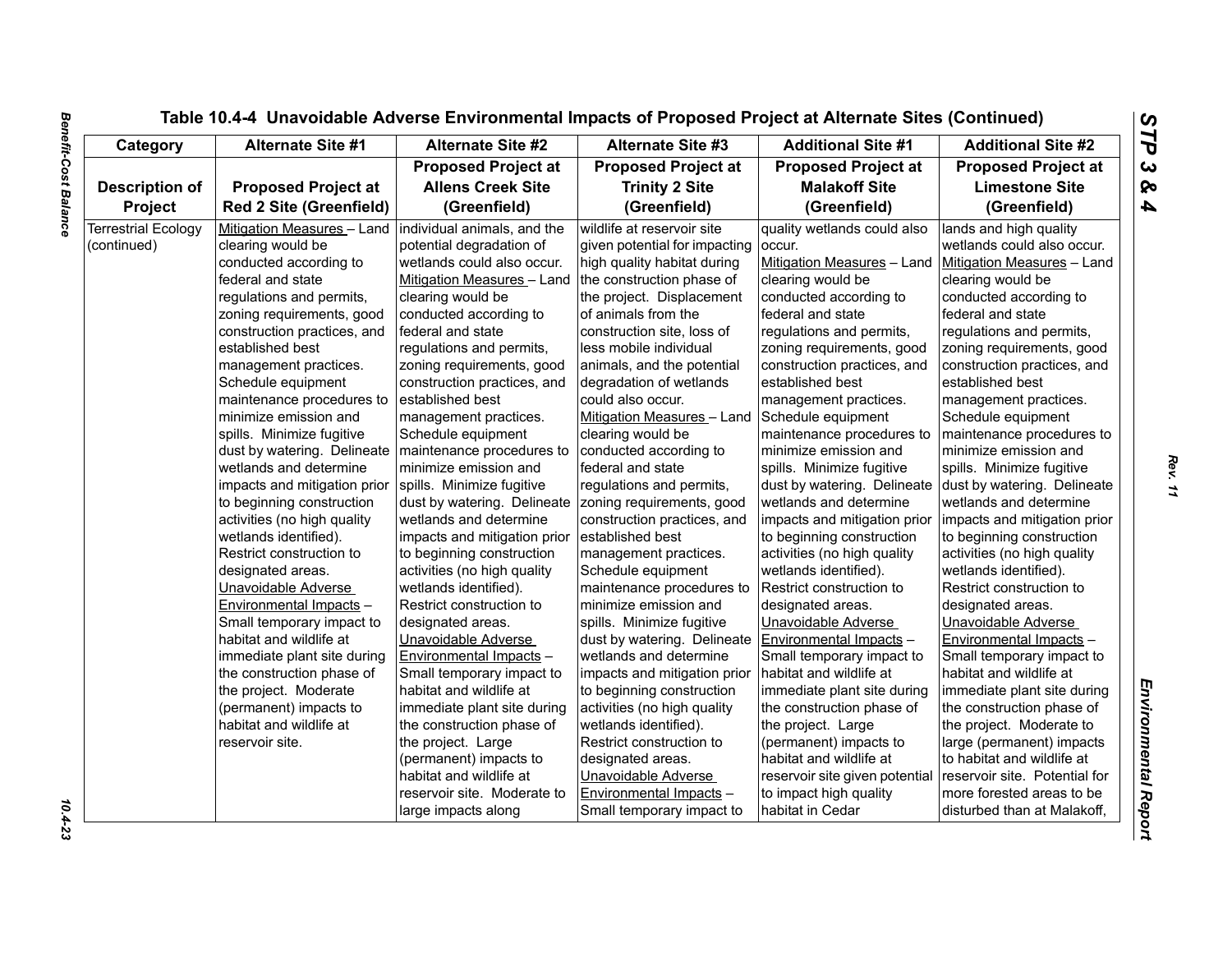## Table 10.4-4 Unavoidable Adverse Environmental Impacts of Proposed Project at Alternate Sites (Continued)

| Category | Alternate Site #1 | Alternate Site #2 | Alternate Site #3 | Additional Site #1 | Additional Site #2 |
|---|---|---|---|---|---|
| Description of Project | Proposed Project at Red 2 Site (Greenfield) | Proposed Project at Allens Creek Site (Greenfield) | Proposed Project at Trinity 2 Site (Greenfield) | Proposed Project at Malakoff Site (Greenfield) | Proposed Project at Limestone Site (Greenfield) |
| Terrestrial Ecology (continued) | Mitigation Measures – Land clearing would be conducted according to federal and state regulations and permits, zoning requirements, good construction practices, and established best management practices. Schedule equipment maintenance procedures to minimize emission and spills. Minimize fugitive dust by watering. Delineate wetlands and determine impacts and mitigation prior to beginning construction activities (no high quality wetlands identified). Restrict construction to designated areas. Unavoidable Adverse Environmental Impacts – Small temporary impact to habitat and wildlife at immediate plant site during the construction phase of the project. Moderate (permanent) impacts to habitat and wildlife at reservoir site. | individual animals, and the potential degradation of wetlands could also occur. Mitigation Measures – Land clearing would be conducted according to federal and state regulations and permits, zoning requirements, good construction practices, and established best management practices. Schedule equipment maintenance procedures to minimize emission and spills. Minimize fugitive dust by watering. Delineate wetlands and determine impacts and mitigation prior to beginning construction activities (no high quality wetlands identified). Restrict construction to designated areas. Unavoidable Adverse Environmental Impacts – Small temporary impact to habitat and wildlife at immediate plant site during the construction phase of the project. Large (permanent) impacts to habitat and wildlife at reservoir site. Moderate to large impacts along | wildlife at reservoir site given potential for impacting high quality habitat during the construction phase of the project. Displacement of animals from the construction site, loss of less mobile individual animals, and the potential degradation of wetlands could also occur. Mitigation Measures – Land clearing would be conducted according to federal and state regulations and permits, zoning requirements, good construction practices, and established best management practices. Schedule equipment maintenance procedures to minimize emission and spills. Minimize fugitive dust by watering. Delineate wetlands and determine impacts and mitigation prior to beginning construction activities (no high quality wetlands identified). Restrict construction to designated areas. Unavoidable Adverse Environmental Impacts – Small temporary impact to | quality wetlands could also occur. Mitigation Measures – Land clearing would be conducted according to federal and state regulations and permits, zoning requirements, good construction practices, and established best management practices. Schedule equipment maintenance procedures to minimize emission and spills. Minimize fugitive dust by watering. Delineate wetlands and determine impacts and mitigation prior to beginning construction activities (no high quality wetlands identified). Restrict construction to designated areas. Unavoidable Adverse Environmental Impacts – Small temporary impact to habitat and wildlife at immediate plant site during the construction phase of the project. Large (permanent) impacts to habitat and wildlife at reservoir site given potential to impact high quality habitat in Cedar | lands and high quality wetlands could also occur. Mitigation Measures – Land clearing would be conducted according to federal and state regulations and permits, zoning requirements, good construction practices, and established best management practices. Schedule equipment maintenance procedures to minimize emission and spills. Minimize fugitive dust by watering. Delineate wetlands and determine impacts and mitigation prior to beginning construction activities (no high quality wetlands identified). Restrict construction to designated areas. Unavoidable Adverse Environmental Impacts – Small temporary impact to habitat and wildlife at immediate plant site during the construction phase of the project. Moderate to large (permanent) impacts to habitat and wildlife at reservoir site. Potential for more forested areas to be disturbed than at Malakoff, |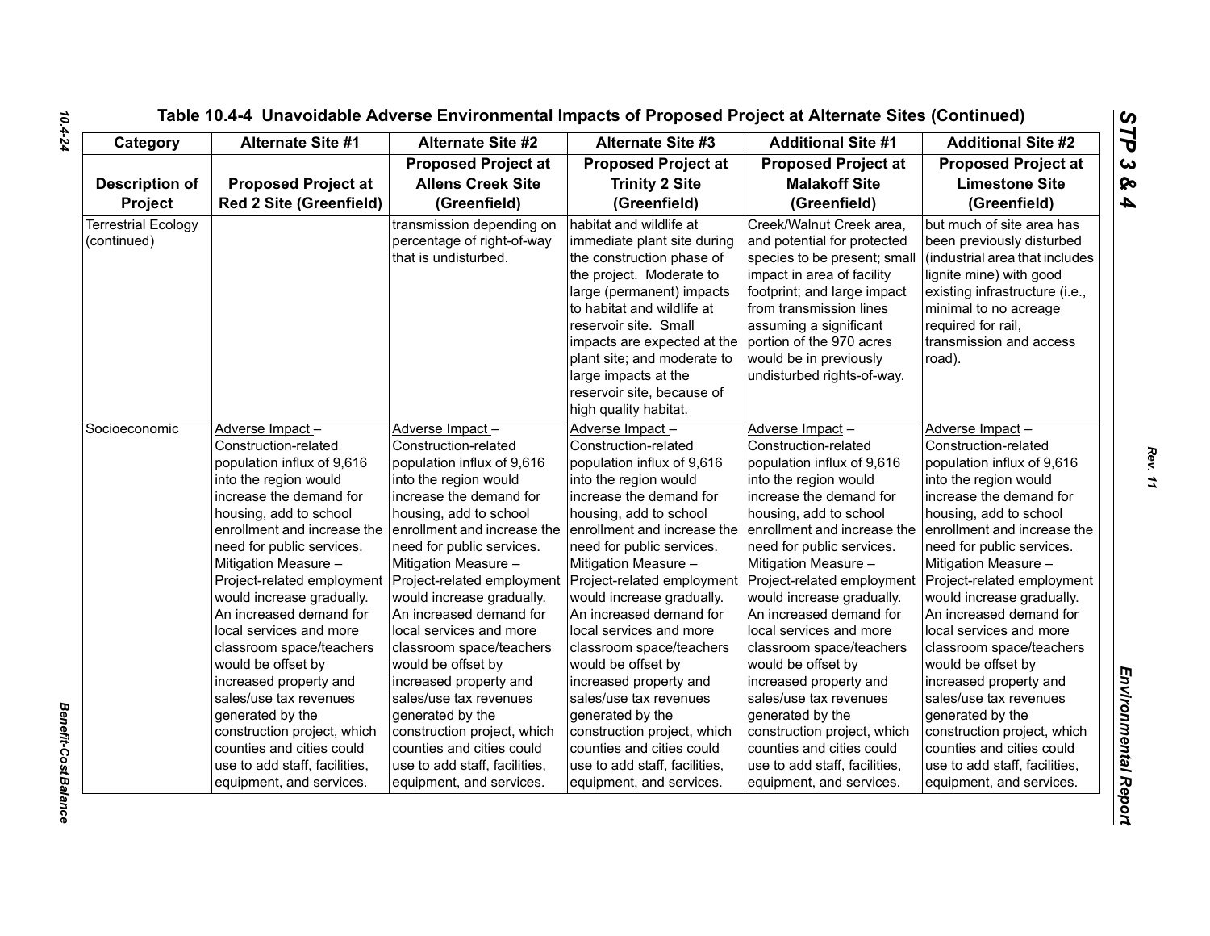# Table 10.4-4 Unavoidable Adverse Environmental Impacts of Proposed Project at Alternate Sites (Continued)

| Category | Alternate Site #1 | Alternate Site #2 | Alternate Site #3 | Additional Site #1 | Additional Site #2 |
|---|---|---|---|---|---|
| **Description of Project** | **Proposed Project at Red 2 Site (Greenfield)** | **Proposed Project at Allens Creek Site (Greenfield)** | **Proposed Project at Trinity 2 Site (Greenfield)** | **Proposed Project at Malakoff Site (Greenfield)** | **Proposed Project at Limestone Site (Greenfield)** |
| Terrestrial Ecology (continued) | | transmission depending on percentage of right-of-way that is undisturbed. | habitat and wildlife at immediate plant site during the construction phase of the project. Moderate to large (permanent) impacts to habitat and wildlife at reservoir site. Small impacts are expected at the plant site; and moderate to large impacts at the reservoir site, because of high quality habitat. | Creek/Walnut Creek area, and potential for protected species to be present; small impact in area of facility footprint; and large impact from transmission lines assuming a significant portion of the 970 acres would be in previously undisturbed rights-of-way. | but much of site area has been previously disturbed (industrial area that includes lignite mine) with good existing infrastructure (i.e., minimal to no acreage required for rail, transmission and access road). |
| Socioeconomic | Adverse Impact – Construction-related population influx of 9,616 into the region would increase the demand for housing, add to school enrollment and increase the need for public services. Mitigation Measure – Project-related employment would increase gradually. An increased demand for local services and more classroom space/teachers would be offset by increased property and sales/use tax revenues generated by the construction project, which counties and cities could use to add staff, facilities, equipment, and services. | Adverse Impact – Construction-related population influx of 9,616 into the region would increase the demand for housing, add to school enrollment and increase the need for public services. Mitigation Measure – Project-related employment would increase gradually. An increased demand for local services and more classroom space/teachers would be offset by increased property and sales/use tax revenues generated by the construction project, which counties and cities could use to add staff, facilities, equipment, and services. | Adverse Impact – Construction-related population influx of 9,616 into the region would increase the demand for housing, add to school enrollment and increase the need for public services. Mitigation Measure – Project-related employment would increase gradually. An increased demand for local services and more classroom space/teachers would be offset by increased property and sales/use tax revenues generated by the construction project, which counties and cities could use to add staff, facilities, equipment, and services. | Adverse Impact – Construction-related population influx of 9,616 into the region would increase the demand for housing, add to school enrollment and increase the need for public services. Mitigation Measure – Project-related employment would increase gradually. An increased demand for local services and more classroom space/teachers would be offset by increased property and sales/use tax revenues generated by the construction project, which counties and cities could use to add staff, facilities, equipment, and services. | Adverse Impact – Construction-related population influx of 9,616 into the region would increase the demand for housing, add to school enrollment and increase the need for public services. Mitigation Measure – Project-related employment would increase gradually. An increased demand for local services and more classroom space/teachers would be offset by increased property and sales/use tax revenues generated by the construction project, which counties and cities could use to add staff, facilities, equipment, and services. |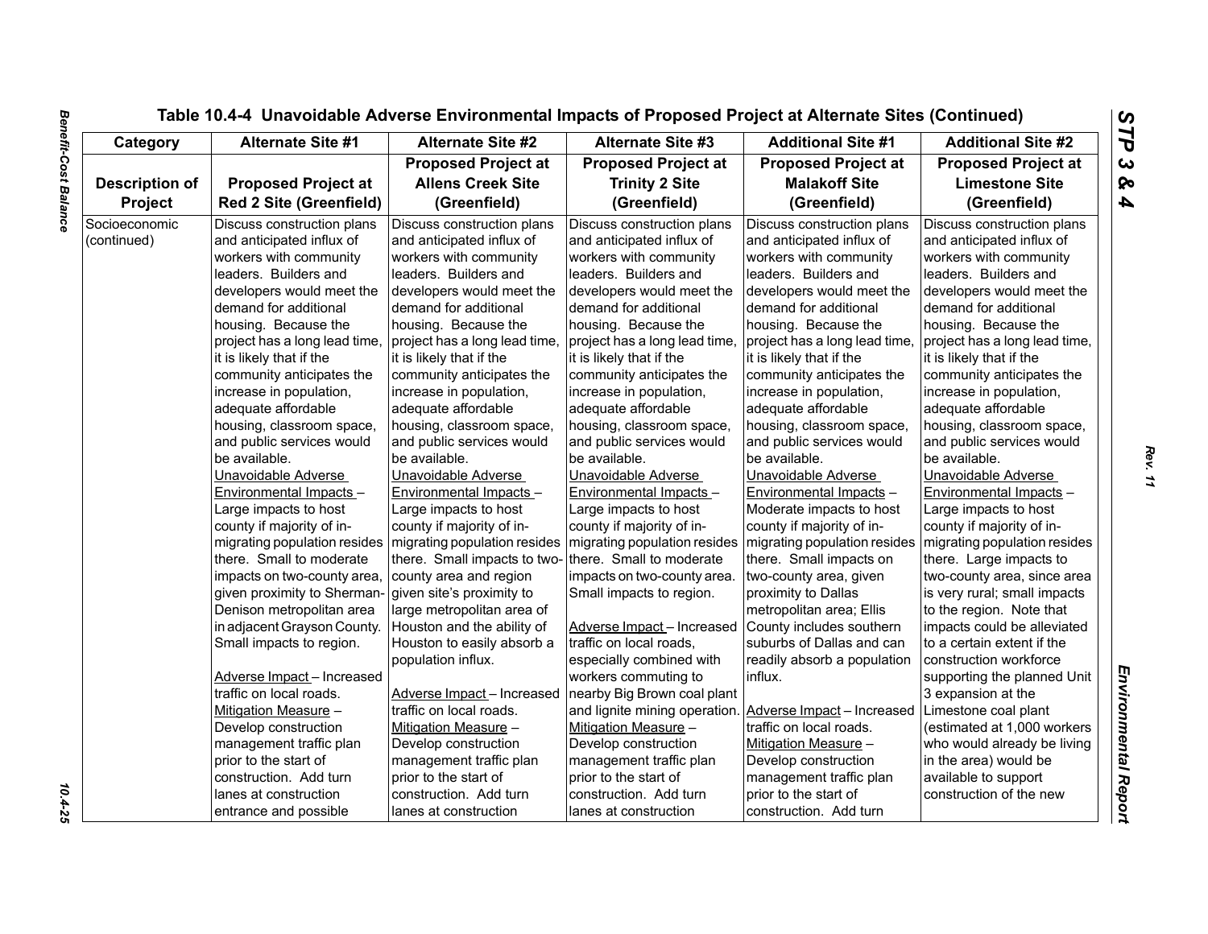Table 10.4-4 Unavoidable Adverse Environmental Impacts of Proposed Project at Alternate Sites (Continued)

| Category | Alternate Site #1 | Alternate Site #2 | Alternate Site #3 | Additional Site #1 | Additional Site #2 |
|---|---|---|---|---|---|
| **Description of Project** | **Proposed Project at Red 2 Site (Greenfield)** | **Proposed Project at Allens Creek Site (Greenfield)** | **Proposed Project at Trinity 2 Site (Greenfield)** | **Proposed Project at Malakoff Site (Greenfield)** | **Proposed Project at Limestone Site (Greenfield)** |
| Socioeconomic (continued) | Discuss construction plans and anticipated influx of workers with community leaders. Builders and developers would meet the demand for additional housing. Because the project has a long lead time, it is likely that if the community anticipates the increase in population, adequate affordable housing, classroom space, and public services would be available.<br>Unavoidable Adverse Environmental Impacts – Large impacts to host county if majority of in-migrating population resides there. Small to moderate impacts on two-county area, given proximity to Sherman-Denison metropolitan area in adjacent Grayson County. Small impacts to region.<br><br>Adverse Impact – Increased traffic on local roads.<br>Mitigation Measure – Develop construction management traffic plan prior to the start of construction. Add turn lanes at construction entrance and possible | Discuss construction plans and anticipated influx of workers with community leaders. Builders and developers would meet the demand for additional housing. Because the project has a long lead time, it is likely that if the community anticipates the increase in population, adequate affordable housing, classroom space, and public services would be available.<br>Unavoidable Adverse Environmental Impacts – Large impacts to host county if majority of in-migrating population resides there. Small impacts to two-county area and region given site's proximity to large metropolitan area of Houston and the ability of Houston to easily absorb a population influx.<br><br>Adverse Impact – Increased traffic on local roads.<br>Mitigation Measure – Develop construction management traffic plan prior to the start of construction. Add turn lanes at construction | Discuss construction plans and anticipated influx of workers with community leaders. Builders and developers would meet the demand for additional housing. Because the project has a long lead time, it is likely that if the community anticipates the increase in population, adequate affordable housing, classroom space, and public services would be available.<br>Unavoidable Adverse Environmental Impacts – Large impacts to host county if majority of in-migrating population resides there. Small to moderate impacts on two-county area. Small impacts to region.<br><br>Adverse Impact – Increased traffic on local roads, especially combined with workers commuting to nearby Big Brown coal plant and lignite mining operation.<br>Mitigation Measure – Develop construction management traffic plan prior to the start of construction. Add turn lanes at construction | Discuss construction plans and anticipated influx of workers with community leaders. Builders and developers would meet the demand for additional housing. Because the project has a long lead time, it is likely that if the community anticipates the increase in population, adequate affordable housing, classroom space, and public services would be available.<br>Unavoidable Adverse Environmental Impacts – Moderate impacts to host county if majority of in-migrating population resides there. Small impacts on two-county area, given proximity to Dallas metropolitan area; Ellis County includes southern suburbs of Dallas and can readily absorb a population influx.<br><br>Adverse Impact – Increased traffic on local roads.<br>Mitigation Measure – Develop construction management traffic plan prior to the start of construction. Add turn | Discuss construction plans and anticipated influx of workers with community leaders. Builders and developers would meet the demand for additional housing. Because the project has a long lead time, it is likely that if the community anticipates the increase in population, adequate affordable housing, classroom space, and public services would be available.<br>Unavoidable Adverse Environmental Impacts – Large impacts to host county if majority of in-migrating population resides there. Large impacts to two-county area, since area is very rural; small impacts to the region. Note that impacts could be alleviated to a certain extent if the construction workforce supporting the planned Unit 3 expansion at the Limestone coal plant (estimated at 1,000 workers who would already be living in the area) would be available to support construction of the new |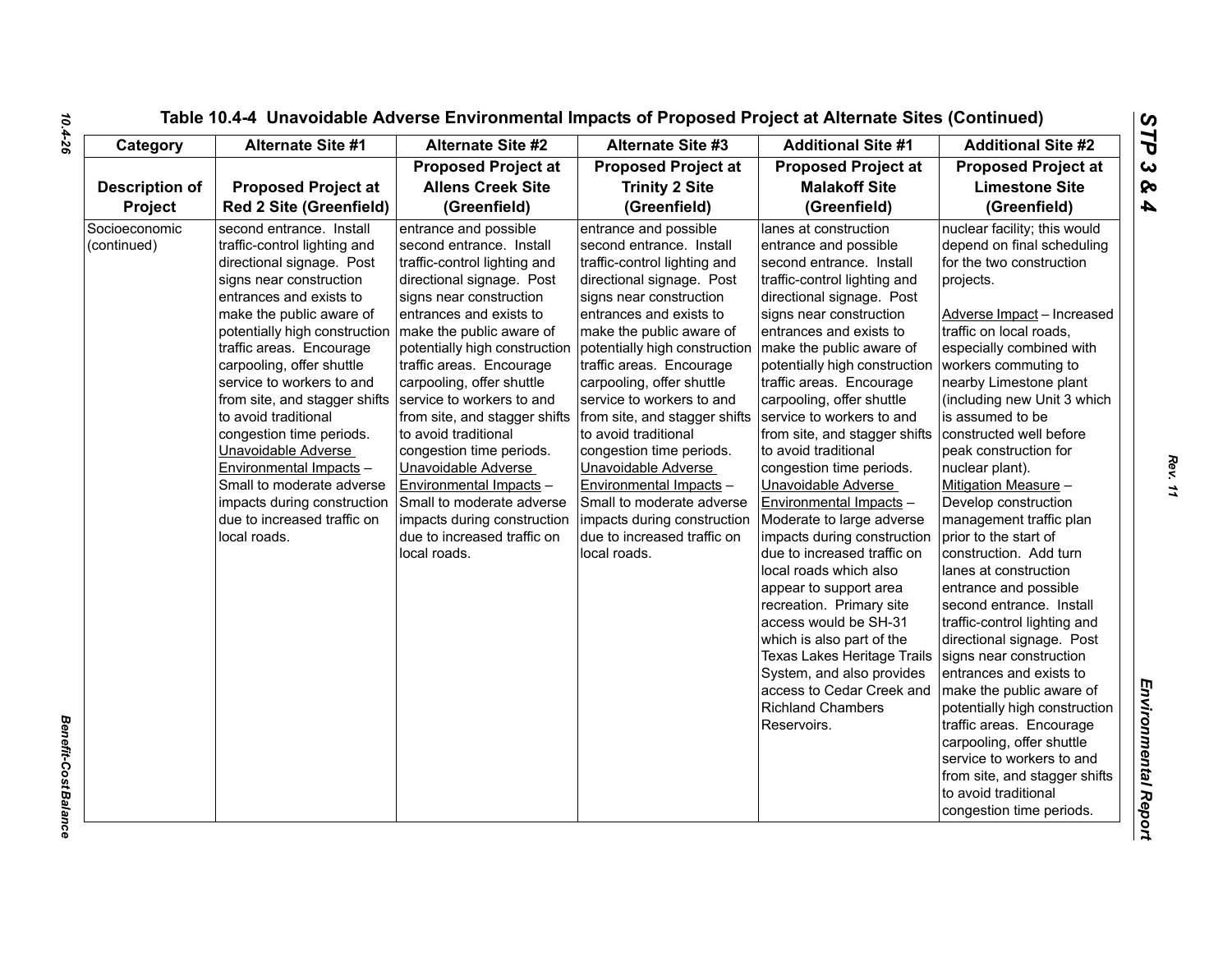# Table 10.4-4 Unavoidable Adverse Environmental Impacts of Proposed Project at Alternate Sites (Continued)

| Category | Alternate Site #1 | Alternate Site #2 | Alternate Site #3 | Additional Site #1 | Additional Site #2 |
|---|---|---|---|---|---|
| **Description of Project** | **Proposed Project at Red 2 Site (Greenfield)** | **Proposed Project at Allens Creek Site (Greenfield)** | **Proposed Project at Trinity 2 Site (Greenfield)** | **Proposed Project at Malakoff Site (Greenfield)** | **Proposed Project at Limestone Site (Greenfield)** |
| Socioeconomic (continued) | second entrance. Install traffic-control lighting and directional signage. Post signs near construction entrances and exists to make the public aware of potentially high construction traffic areas. Encourage carpooling, offer shuttle service to workers to and from site, and stagger shifts to avoid traditional congestion time periods. <u>Unavoidable Adverse Environmental Impacts</u> – Small to moderate adverse impacts during construction due to increased traffic on local roads. | entrance and possible second entrance. Install traffic-control lighting and directional signage. Post signs near construction entrances and exists to make the public aware of potentially high construction traffic areas. Encourage carpooling, offer shuttle service to workers to and from site, and stagger shifts to avoid traditional congestion time periods. <u>Unavoidable Adverse Environmental Impacts</u> – Small to moderate adverse impacts during construction due to increased traffic on local roads. | entrance and possible second entrance. Install traffic-control lighting and directional signage. Post signs near construction entrances and exists to make the public aware of potentially high construction traffic areas. Encourage carpooling, offer shuttle service to workers to and from site, and stagger shifts to avoid traditional congestion time periods. <u>Unavoidable Adverse Environmental Impacts</u> – Small to moderate adverse impacts during construction due to increased traffic on local roads. | lanes at construction entrance and possible second entrance. Install traffic-control lighting and directional signage. Post signs near construction entrances and exists to make the public aware of potentially high construction traffic areas. Encourage carpooling, offer shuttle service to workers to and from site, and stagger shifts to avoid traditional congestion time periods. <u>Unavoidable Adverse Environmental Impacts</u> – Moderate to large adverse impacts during construction due to increased traffic on local roads which also appear to support area recreation. Primary site access would be SH-31 which is also part of the Texas Lakes Heritage Trails System, and also provides access to Cedar Creek and Richland Chambers Reservoirs. | nuclear facility; this would depend on final scheduling for the two construction projects. <br><br><u>Adverse Impact</u> – Increased traffic on local roads, especially combined with workers commuting to nearby Limestone plant (including new Unit 3 which is assumed to be constructed well before peak construction for nuclear plant). <u>Mitigation Measure</u> – Develop construction management traffic plan prior to the start of construction. Add turn lanes at construction entrance and possible second entrance. Install traffic-control lighting and directional signage. Post signs near construction entrances and exists to make the public aware of potentially high construction traffic areas. Encourage carpooling, offer shuttle service to workers to and from site, and stagger shifts to avoid traditional congestion time periods. |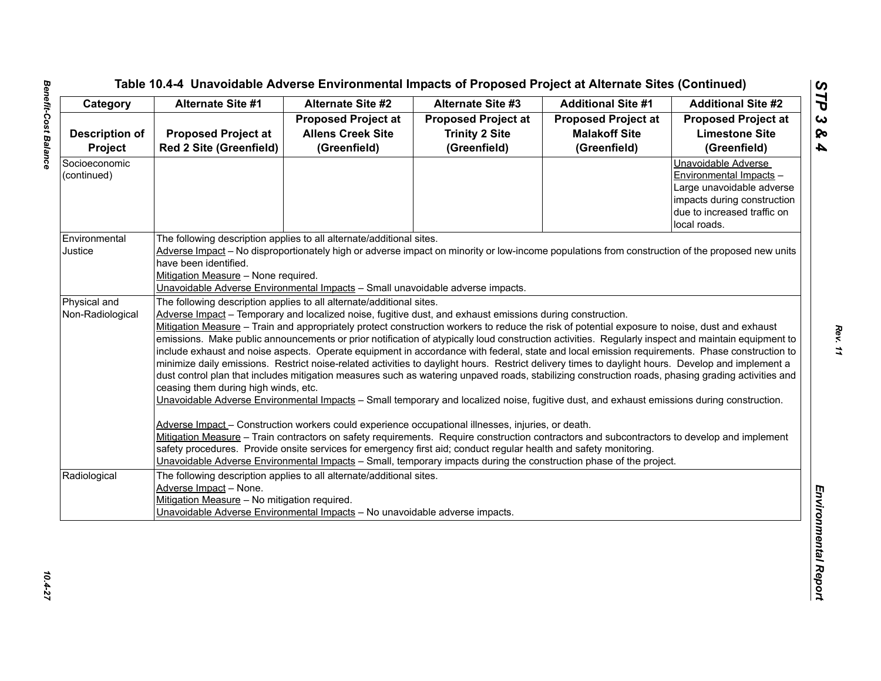Table 10.4-4 Unavoidable Adverse Environmental Impacts of Proposed Project at Alternate Sites (Continued)

| Category | Alternate Site #1 | Alternate Site #2 | Alternate Site #3 | Additional Site #1 | Additional Site #2 |
|---|---|---|---|---|---|
| **Description of Project** | **Proposed Project at Red 2 Site (Greenfield)** | **Proposed Project at Allens Creek Site (Greenfield)** | **Proposed Project at Trinity 2 Site (Greenfield)** | **Proposed Project at Malakoff Site (Greenfield)** | **Proposed Project at Limestone Site (Greenfield)** |
| Socioeconomic (continued) | | | | | Unavoidable Adverse Environmental Impacts – Large unavoidable adverse impacts during construction due to increased traffic on local roads. |
| Environmental Justice | The following description applies to all alternate/additional sites.<br>Adverse Impact – No disproportionately high or adverse impact on minority or low-income populations from construction of the proposed new units have been identified.<br>Mitigation Measure – None required.<br>Unavoidable Adverse Environmental Impacts – Small unavoidable adverse impacts. | | | | |
| Physical and Non-Radiological | The following description applies to all alternate/additional sites.<br>Adverse Impact – Temporary and localized noise, fugitive dust, and exhaust emissions during construction.<br>Mitigation Measure – Train and appropriately protect construction workers to reduce the risk of potential exposure to noise, dust and exhaust emissions. Make public announcements or prior notification of atypically loud construction activities. Regularly inspect and maintain equipment to include exhaust and noise aspects. Operate equipment in accordance with federal, state and local emission requirements. Phase construction to minimize daily emissions. Restrict noise-related activities to daylight hours. Restrict delivery times to daylight hours. Develop and implement a dust control plan that includes mitigation measures such as watering unpaved roads, stabilizing construction roads, phasing grading activities and ceasing them during high winds, etc.<br>Unavoidable Adverse Environmental Impacts – Small temporary and localized noise, fugitive dust, and exhaust emissions during construction.<br><br>Adverse Impact – Construction workers could experience occupational illnesses, injuries, or death.<br>Mitigation Measure – Train contractors on safety requirements. Require construction contractors and subcontractors to develop and implement safety procedures. Provide onsite services for emergency first aid; conduct regular health and safety monitoring.<br>Unavoidable Adverse Environmental Impacts – Small, temporary impacts during the construction phase of the project. | | | | |
| Radiological | The following description applies to all alternate/additional sites.<br>Adverse Impact – None.<br>Mitigation Measure – No mitigation required.<br>Unavoidable Adverse Environmental Impacts – No unavoidable adverse impacts. | | | | |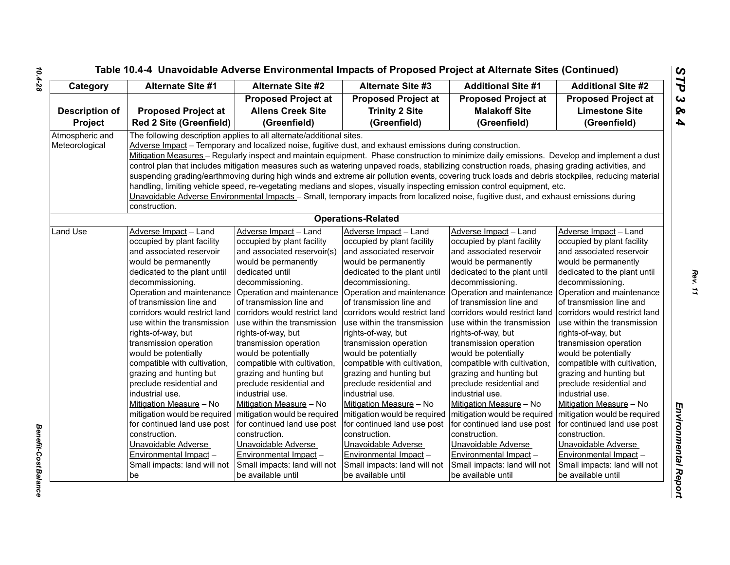## Table 10.4-4 Unavoidable Adverse Environmental Impacts of Proposed Project at Alternate Sites (Continued)

| Category | Alternate Site #1 | Alternate Site #2 | Alternate Site #3 | Additional Site #1 | Additional Site #2 |
|---|---|---|---|---|---|
| **Description of Project** | **Proposed Project at Red 2 Site (Greenfield)** | **Proposed Project at Allens Creek Site (Greenfield)** | **Proposed Project at Trinity 2 Site (Greenfield)** | **Proposed Project at Malakoff Site (Greenfield)** | **Proposed Project at Limestone Site (Greenfield)** |
| Atmospheric and Meteorological | The following description applies to all alternate/additional sites.<br>Adverse Impact – Temporary and localized noise, fugitive dust, and exhaust emissions during construction.<br>Mitigation Measures – Regularly inspect and maintain equipment. Phase construction to minimize daily emissions. Develop and implement a dust control plan that includes mitigation measures such as watering unpaved roads, stabilizing construction roads, phasing grading activities, and suspending grading/earthmoving during high winds and extreme air pollution events, covering truck loads and debris stockpiles, reducing material handling, limiting vehicle speed, re-vegetating medians and slopes, visually inspecting emission control equipment, etc.<br>Unavoidable Adverse Environmental Impacts – Small, temporary impacts from localized noise, fugitive dust, and exhaust emissions during construction. | | | | |
| | | | **Operations-Related** | | |
| Land Use | Adverse Impact – Land occupied by plant facility and associated reservoir would be permanently dedicated to the plant until decommissioning.<br>Operation and maintenance of transmission line and corridors would restrict land use within the transmission rights-of-way, but transmission operation would be potentially compatible with cultivation, grazing and hunting but preclude residential and industrial use.<br>Mitigation Measure – No mitigation would be required for continued land use post construction.<br>Unavoidable Adverse Environmental Impact – Small impacts: land will not be | Adverse Impact – Land occupied by plant facility and associated reservoir(s) would be permanently dedicated until decommissioning.<br>Operation and maintenance of transmission line and corridors would restrict land use within the transmission rights-of-way, but transmission operation would be potentially compatible with cultivation, grazing and hunting but preclude residential and industrial use.<br>Mitigation Measure – No mitigation would be required for continued land use post construction.<br>Unavoidable Adverse Environmental Impact – Small impacts: land will not be available until | Adverse Impact – Land occupied by plant facility and associated reservoir would be permanently dedicated to the plant until decommissioning.<br>Operation and maintenance of transmission line and corridors would restrict land use within the transmission rights-of-way, but transmission operation would be potentially compatible with cultivation, grazing and hunting but preclude residential and industrial use.<br>Mitigation Measure – No mitigation would be required for continued land use post construction.<br>Unavoidable Adverse Environmental Impact – Small impacts: land will not be available until | Adverse Impact – Land occupied by plant facility and associated reservoir would be permanently dedicated to the plant until decommissioning.<br>Operation and maintenance of transmission line and corridors would restrict land use within the transmission rights-of-way, but transmission operation would be potentially compatible with cultivation, grazing and hunting but preclude residential and industrial use.<br>Mitigation Measure – No mitigation would be required for continued land use post construction.<br>Unavoidable Adverse Environmental Impact – Small impacts: land will not be available until | Adverse Impact – Land occupied by plant facility and associated reservoir would be permanently dedicated to the plant until decommissioning.<br>Operation and maintenance of transmission line and corridors would restrict land use within the transmission rights-of-way, but transmission operation would be potentially compatible with cultivation, grazing and hunting but preclude residential and industrial use.<br>Mitigation Measure – No mitigation would be required for continued land use post construction.<br>Unavoidable Adverse Environmental Impact – Small impacts: land will not be available until |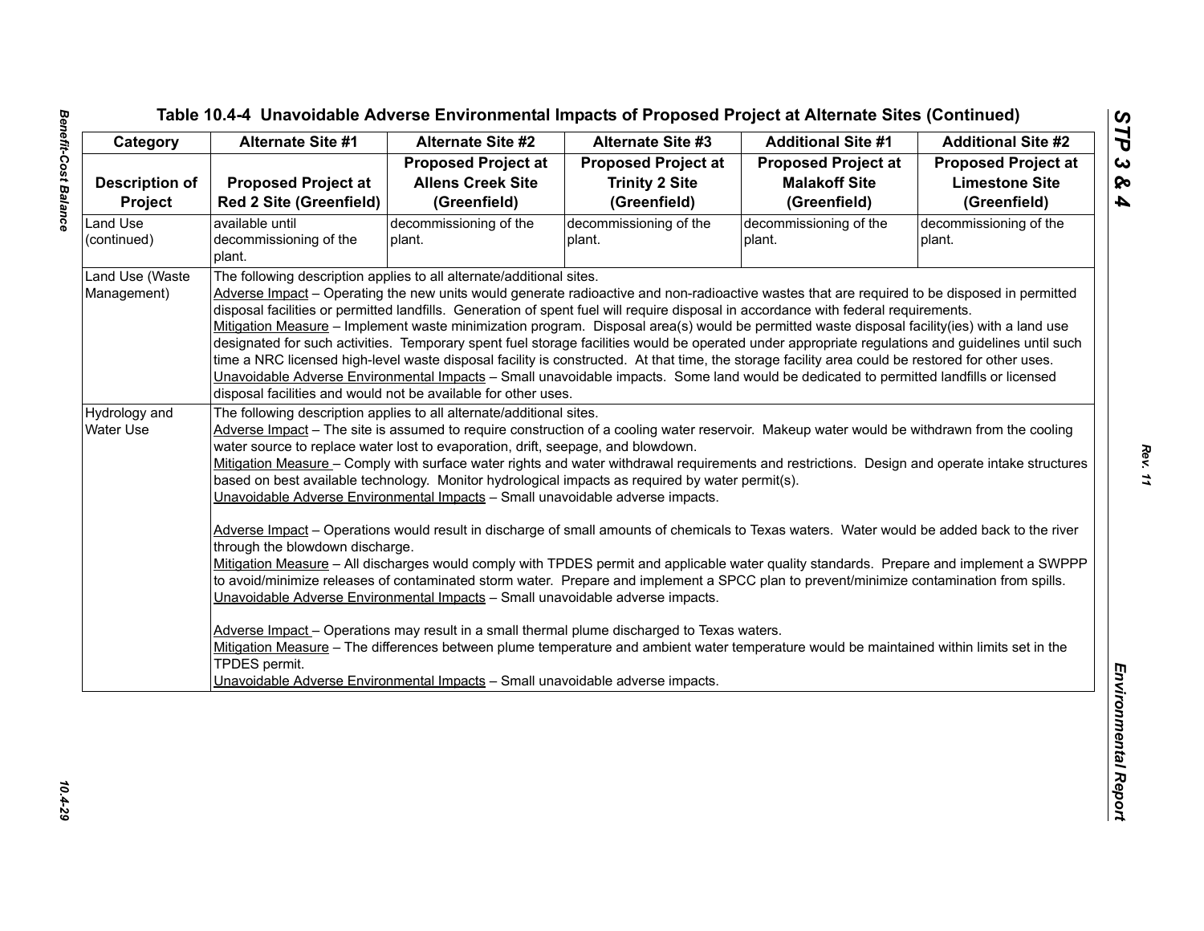**Table 10.4-4 Unavoidable Adverse Environmental Impacts of Proposed Project at Alternate Sites (Continued)**

| Category | Alternate Site #1 | Alternate Site #2 | Alternate Site #3 | Additional Site #1 | Additional Site #2 |
|---|---|---|---|---|---|
| **Description of Project** | **Proposed Project at Red 2 Site (Greenfield)** | **Proposed Project at Allens Creek Site (Greenfield)** | **Proposed Project at Trinity 2 Site (Greenfield)** | **Proposed Project at Malakoff Site (Greenfield)** | **Proposed Project at Limestone Site (Greenfield)** |
| Land Use (continued) | available until decommissioning of the plant. | decommissioning of the plant. | decommissioning of the plant. | decommissioning of the plant. | decommissioning of the plant. |
| Land Use (Waste Management) | The following description applies to all alternate/additional sites.<br>Adverse Impact – Operating the new units would generate radioactive and non-radioactive wastes that are required to be disposed in permitted disposal facilities or permitted landfills. Generation of spent fuel will require disposal in accordance with federal requirements.<br>Mitigation Measure – Implement waste minimization program. Disposal area(s) would be permitted waste disposal facility(ies) with a land use designated for such activities. Temporary spent fuel storage facilities would be operated under appropriate regulations and guidelines until such time a NRC licensed high-level waste disposal facility is constructed. At that time, the storage facility area could be restored for other uses.<br>Unavoidable Adverse Environmental Impacts – Small unavoidable impacts. Some land would be dedicated to permitted landfills or licensed disposal facilities and would not be available for other uses. | | | | |
| Hydrology and Water Use | The following description applies to all alternate/additional sites.<br>Adverse Impact – The site is assumed to require construction of a cooling water reservoir. Makeup water would be withdrawn from the cooling water source to replace water lost to evaporation, drift, seepage, and blowdown.<br>Mitigation Measure – Comply with surface water rights and water withdrawal requirements and restrictions. Design and operate intake structures based on best available technology. Monitor hydrological impacts as required by water permit(s).<br>Unavoidable Adverse Environmental Impacts – Small unavoidable adverse impacts.<br><br>Adverse Impact – Operations would result in discharge of small amounts of chemicals to Texas waters. Water would be added back to the river through the blowdown discharge.<br>Mitigation Measure – All discharges would comply with TPDES permit and applicable water quality standards. Prepare and implement a SWPPP to avoid/minimize releases of contaminated storm water. Prepare and implement a SPCC plan to prevent/minimize contamination from spills.<br>Unavoidable Adverse Environmental Impacts – Small unavoidable adverse impacts.<br><br>Adverse Impact – Operations may result in a small thermal plume discharged to Texas waters.<br>Mitigation Measure – The differences between plume temperature and ambient water temperature would be maintained within limits set in the TPDES permit.<br>Unavoidable Adverse Environmental Impacts – Small unavoidable adverse impacts. | | | | |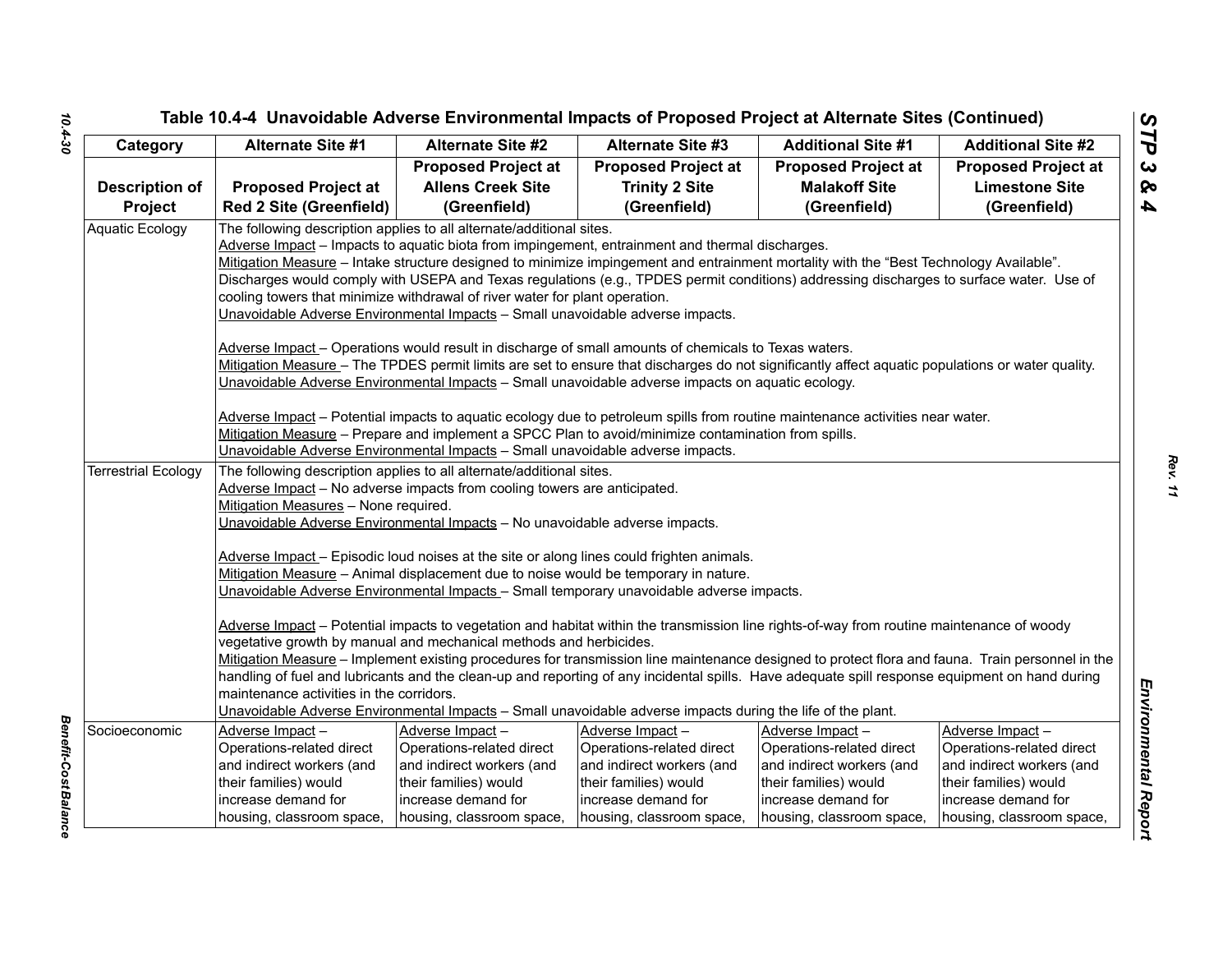## Table 10.4-4 Unavoidable Adverse Environmental Impacts of Proposed Project at Alternate Sites (Continued)

| Category | Alternate Site #1 | Alternate Site #2 | Alternate Site #3 | Additional Site #1 | Additional Site #2 |
|---|---|---|---|---|---|
| Description of Project | Proposed Project at Red 2 Site (Greenfield) | Proposed Project at Allens Creek Site (Greenfield) | Proposed Project at Trinity 2 Site (Greenfield) | Proposed Project at Malakoff Site (Greenfield) | Proposed Project at Limestone Site (Greenfield) |
| Aquatic Ecology | The following description applies to all alternate/additional sites.<br>Adverse Impact – Impacts to aquatic biota from impingement, entrainment and thermal discharges.<br>Mitigation Measure – Intake structure designed to minimize impingement and entrainment mortality with the "Best Technology Available". Discharges would comply with USEPA and Texas regulations (e.g., TPDES permit conditions) addressing discharges to surface water. Use of cooling towers that minimize withdrawal of river water for plant operation.<br>Unavoidable Adverse Environmental Impacts – Small unavoidable adverse impacts.<br><br>Adverse Impact – Operations would result in discharge of small amounts of chemicals to Texas waters.<br>Mitigation Measure – The TPDES permit limits are set to ensure that discharges do not significantly affect aquatic populations or water quality.<br>Unavoidable Adverse Environmental Impacts – Small unavoidable adverse impacts on aquatic ecology.<br><br>Adverse Impact – Potential impacts to aquatic ecology due to petroleum spills from routine maintenance activities near water.<br>Mitigation Measure – Prepare and implement a SPCC Plan to avoid/minimize contamination from spills.<br>Unavoidable Adverse Environmental Impacts – Small unavoidable adverse impacts. | | | | |
| Terrestrial Ecology | The following description applies to all alternate/additional sites.<br>Adverse Impact – No adverse impacts from cooling towers are anticipated.<br>Mitigation Measures – None required.<br>Unavoidable Adverse Environmental Impacts – No unavoidable adverse impacts.<br><br>Adverse Impact – Episodic loud noises at the site or along lines could frighten animals.<br>Mitigation Measure – Animal displacement due to noise would be temporary in nature.<br>Unavoidable Adverse Environmental Impacts – Small temporary unavoidable adverse impacts.<br><br>Adverse Impact – Potential impacts to vegetation and habitat within the transmission line rights-of-way from routine maintenance of woody vegetative growth by manual and mechanical methods and herbicides.<br>Mitigation Measure – Implement existing procedures for transmission line maintenance designed to protect flora and fauna. Train personnel in the handling of fuel and lubricants and the clean-up and reporting of any incidental spills. Have adequate spill response equipment on hand during maintenance activities in the corridors.<br>Unavoidable Adverse Environmental Impacts – Small unavoidable adverse impacts during the life of the plant. | | | | |
| Socioeconomic | Adverse Impact – Operations-related direct and indirect workers (and their families) would increase demand for housing, classroom space, | Adverse Impact – Operations-related direct and indirect workers (and their families) would increase demand for housing, classroom space, | Adverse Impact – Operations-related direct and indirect workers (and their families) would increase demand for housing, classroom space, | Adverse Impact – Operations-related direct and indirect workers (and their families) would increase demand for housing, classroom space, | Adverse Impact – Operations-related direct and indirect workers (and their families) would increase demand for housing, classroom space, |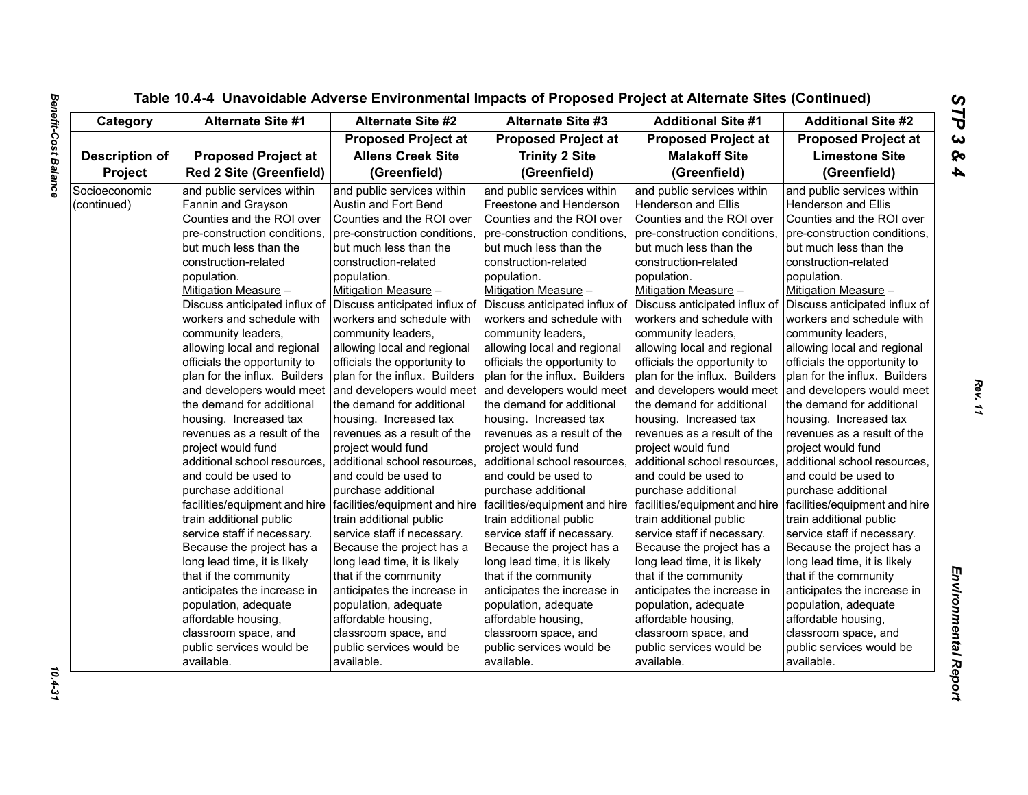Table 10.4-4 Unavoidable Adverse Environmental Impacts of Proposed Project at Alternate Sites (Continued)

| Category | Alternate Site #1 | Alternate Site #2 | Alternate Site #3 | Additional Site #1 | Additional Site #2 |
|---|---|---|---|---|---|
| **Description of Project** | **Proposed Project at Red 2 Site (Greenfield)** | **Proposed Project at Allens Creek Site (Greenfield)** | **Proposed Project at Trinity 2 Site (Greenfield)** | **Proposed Project at Malakoff Site (Greenfield)** | **Proposed Project at Limestone Site (Greenfield)** |
| Socioeconomic (continued) | and public services within Fannin and Grayson Counties and the ROI over pre-construction conditions, but much less than the construction-related population. Mitigation Measure – Discuss anticipated influx of workers and schedule with community leaders, allowing local and regional officials the opportunity to plan for the influx. Builders and developers would meet the demand for additional housing. Increased tax revenues as a result of the project would fund additional school resources, and could be used to purchase additional facilities/equipment and hire train additional public service staff if necessary. Because the project has a long lead time, it is likely that if the community anticipates the increase in population, adequate affordable housing, classroom space, and public services would be available. | and public services within Austin and Fort Bend Counties and the ROI over pre-construction conditions, but much less than the construction-related population. Mitigation Measure – Discuss anticipated influx of workers and schedule with community leaders, allowing local and regional officials the opportunity to plan for the influx. Builders and developers would meet the demand for additional housing. Increased tax revenues as a result of the project would fund additional school resources, and could be used to purchase additional facilities/equipment and hire train additional public service staff if necessary. Because the project has a long lead time, it is likely that if the community anticipates the increase in population, adequate affordable housing, classroom space, and public services would be available. | and public services within Freestone and Henderson Counties and the ROI over pre-construction conditions, but much less than the construction-related population. Mitigation Measure – Discuss anticipated influx of workers and schedule with community leaders, allowing local and regional officials the opportunity to plan for the influx. Builders and developers would meet the demand for additional housing. Increased tax revenues as a result of the project would fund additional school resources, and could be used to purchase additional facilities/equipment and hire train additional public service staff if necessary. Because the project has a long lead time, it is likely that if the community anticipates the increase in population, adequate affordable housing, classroom space, and public services would be available. | and public services within Henderson and Ellis Counties and the ROI over pre-construction conditions, but much less than the construction-related population. Mitigation Measure – Discuss anticipated influx of workers and schedule with community leaders, allowing local and regional officials the opportunity to plan for the influx. Builders and developers would meet the demand for additional housing. Increased tax revenues as a result of the project would fund additional school resources, and could be used to purchase additional facilities/equipment and hire train additional public service staff if necessary. Because the project has a long lead time, it is likely that if the community anticipates the increase in population, adequate affordable housing, classroom space, and public services would be available. | and public services within Henderson and Ellis Counties and the ROI over pre-construction conditions, but much less than the construction-related population. Mitigation Measure – Discuss anticipated influx of workers and schedule with community leaders, allowing local and regional officials the opportunity to plan for the influx. Builders and developers would meet the demand for additional housing. Increased tax revenues as a result of the project would fund additional school resources, and could be used to purchase additional facilities/equipment and hire train additional public service staff if necessary. Because the project has a long lead time, it is likely that if the community anticipates the increase in population, adequate affordable housing, classroom space, and public services would be available. |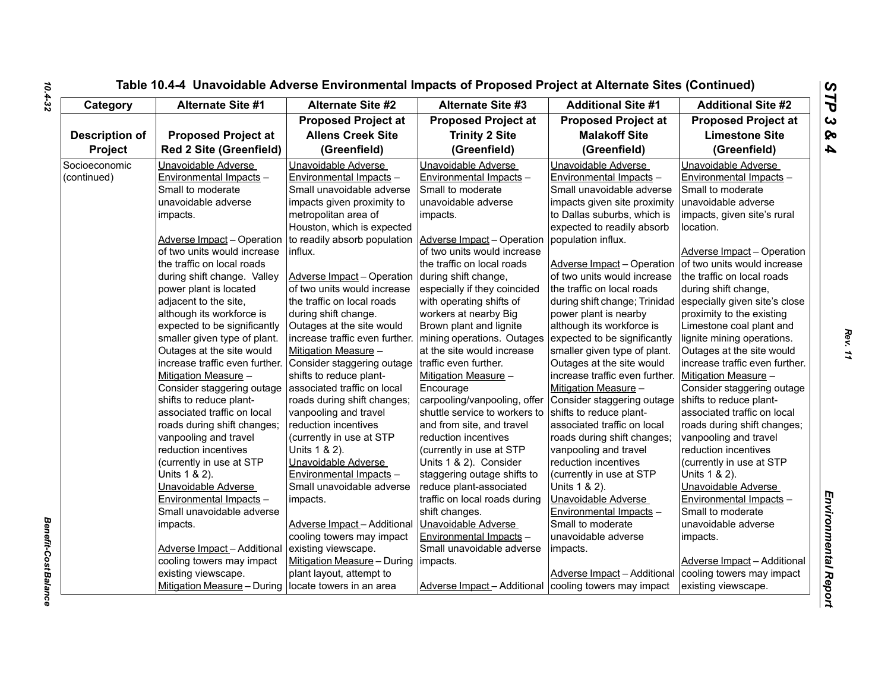Table 10.4-4 Unavoidable Adverse Environmental Impacts of Proposed Project at Alternate Sites (Continued)

| Category | Alternate Site #1 | Alternate Site #2 | Alternate Site #3 | Additional Site #1 | Additional Site #2 |
|---|---|---|---|---|---|
| Description of Project | Proposed Project at Red 2 Site (Greenfield) | Proposed Project at Allens Creek Site (Greenfield) | Proposed Project at Trinity 2 Site (Greenfield) | Proposed Project at Malakoff Site (Greenfield) | Proposed Project at Limestone Site (Greenfield) |
| Socioeconomic (continued) | Unavoidable Adverse Environmental Impacts – Small to moderate unavoidable adverse impacts.<br><br>Adverse Impact – Operation of two units would increase the traffic on local roads during shift change. Valley power plant is located adjacent to the site, although its workforce is expected to be significantly smaller given type of plant. Outages at the site would increase traffic even further.<br>Mitigation Measure – Consider staggering outage shifts to reduce plant-associated traffic on local roads during shift changes; vanpooling and travel reduction incentives (currently in use at STP Units 1 & 2).<br>Unavoidable Adverse Environmental Impacts – Small unavoidable adverse impacts.<br><br>Adverse Impact – Additional cooling towers may impact existing viewscape.<br>Mitigation Measure – During | Unavoidable Adverse Environmental Impacts – Small unavoidable adverse impacts given proximity to metropolitan area of Houston, which is expected to readily absorb population influx.<br><br>Adverse Impact – Operation of two units would increase the traffic on local roads during shift change. Outages at the site would increase traffic even further.<br>Mitigation Measure – Consider staggering outage shifts to reduce plant-associated traffic on local roads during shift changes; vanpooling and travel reduction incentives (currently in use at STP Units 1 & 2).<br>Unavoidable Adverse Environmental Impacts – Small unavoidable adverse impacts.<br><br>Adverse Impact – Additional cooling towers may impact existing viewscape.<br>Mitigation Measure – During plant layout, attempt to locate towers in an area | Unavoidable Adverse Environmental Impacts – Small to moderate unavoidable adverse impacts.<br><br>Adverse Impact – Operation of two units would increase the traffic on local roads during shift change, especially if they coincided with operating shifts of workers at nearby Big Brown plant and lignite mining operations. Outages at the site would increase traffic even further.<br>Mitigation Measure – Encourage carpooling/vanpooling, offer shuttle service to workers to and from site, and travel reduction incentives (currently in use at STP Units 1 & 2). Consider staggering outage shifts to reduce plant-associated traffic on local roads during shift changes.<br>Unavoidable Adverse Environmental Impacts – Small unavoidable adverse impacts.<br><br>Adverse Impact – Additional | Unavoidable Adverse Environmental Impacts – Small unavoidable adverse impacts given site proximity to Dallas suburbs, which is expected to readily absorb population influx.<br><br>Adverse Impact – Operation of two units would increase the traffic on local roads during shift change; Trinidad power plant is nearby although its workforce is expected to be significantly smaller given type of plant. Outages at the site would increase traffic even further.<br>Mitigation Measure – Consider staggering outage shifts to reduce plant-associated traffic on local roads during shift changes; vanpooling and travel reduction incentives (currently in use at STP Units 1 & 2).<br>Unavoidable Adverse Environmental Impacts – Small to moderate unavoidable adverse impacts.<br><br>Adverse Impact – Additional cooling towers may impact | Unavoidable Adverse Environmental Impacts – Small to moderate unavoidable adverse impacts, given site's rural location.<br><br>Adverse Impact – Operation of two units would increase the traffic on local roads during shift change, especially given site's close proximity to the existing Limestone coal plant and lignite mining operations. Outages at the site would increase traffic even further.<br>Mitigation Measure – Consider staggering outage shifts to reduce plant-associated traffic on local roads during shift changes; vanpooling and travel reduction incentives (currently in use at STP Units 1 & 2).<br>Unavoidable Adverse Environmental Impacts – Small to moderate unavoidable adverse impacts.<br><br>Adverse Impact – Additional cooling towers may impact existing viewscape. |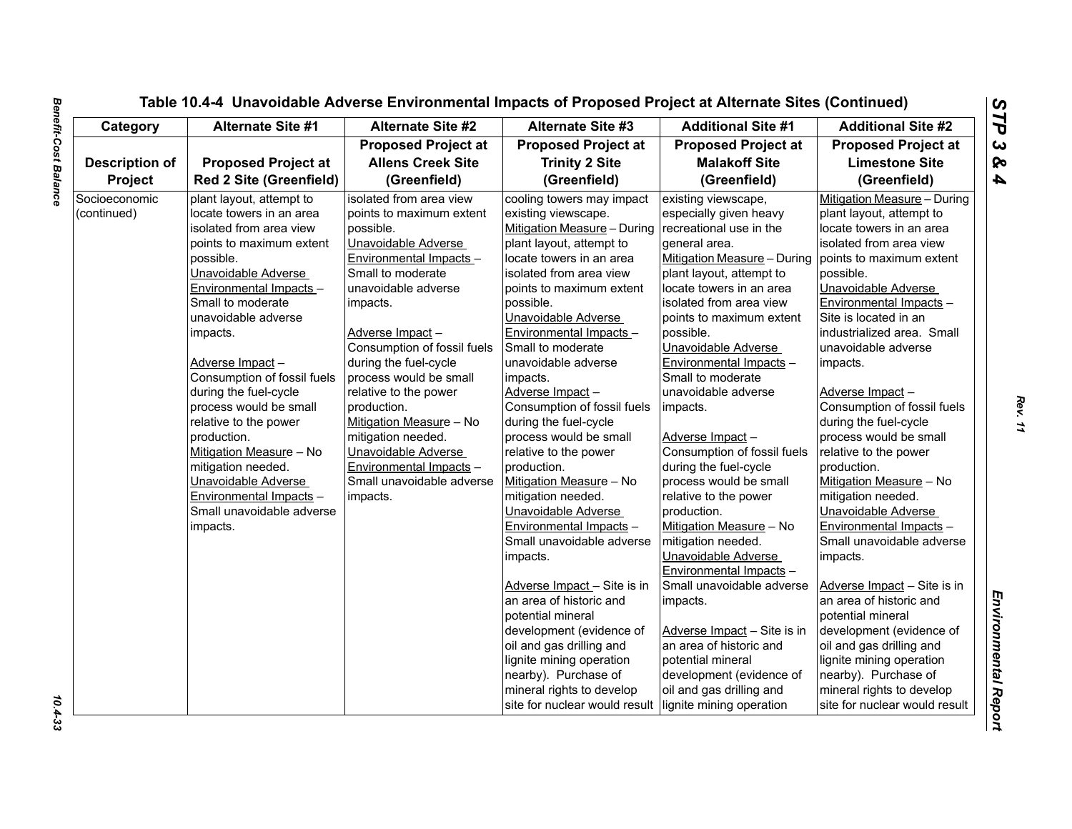Table 10.4-4 Unavoidable Adverse Environmental Impacts of Proposed Project at Alternate Sites (Continued)

| Category | Alternate Site #1 | Alternate Site #2 | Alternate Site #3 | Additional Site #1 | Additional Site #2 |
|---|---|---|---|---|---|
| **Description of Project** | **Proposed Project at Red 2 Site (Greenfield)** | **Proposed Project at Allens Creek Site (Greenfield)** | **Proposed Project at Trinity 2 Site (Greenfield)** | **Proposed Project at Malakoff Site (Greenfield)** | **Proposed Project at Limestone Site (Greenfield)** |
| Socioeconomic (continued) | plant layout, attempt to locate towers in an area isolated from area view points to maximum extent possible.<br>Unavoidable Adverse Environmental Impacts – Small to moderate unavoidable adverse impacts.<br><br>Adverse Impact – Consumption of fossil fuels during the fuel-cycle process would be small relative to the power production.<br>Mitigation Measure – No mitigation needed.<br>Unavoidable Adverse Environmental Impacts – Small unavoidable adverse impacts. | isolated from area view points to maximum extent possible.<br>Unavoidable Adverse Environmental Impacts – Small to moderate unavoidable adverse impacts.<br><br>Adverse Impact – Consumption of fossil fuels during the fuel-cycle process would be small relative to the power production.<br>Mitigation Measure – No mitigation needed.<br>Unavoidable Adverse Environmental Impacts – Small unavoidable adverse impacts. | cooling towers may impact existing viewscape.<br>Mitigation Measure – During plant layout, attempt to locate towers in an area isolated from area view points to maximum extent possible.<br>Unavoidable Adverse Environmental Impacts – Small to moderate unavoidable adverse impacts.<br>Adverse Impact – Consumption of fossil fuels during the fuel-cycle process would be small relative to the power production.<br>Mitigation Measure – No mitigation needed.<br>Unavoidable Adverse Environmental Impacts – Small unavoidable adverse impacts.<br><br>Adverse Impact – Site is in an area of historic and potential mineral development (evidence of oil and gas drilling and lignite mining operation nearby). Purchase of mineral rights to develop site for nuclear would result | existing viewscape, especially given heavy recreational use in the general area.<br>Mitigation Measure – During plant layout, attempt to locate towers in an area isolated from area view points to maximum extent possible.<br>Unavoidable Adverse Environmental Impacts – Small to moderate unavoidable adverse impacts.<br><br>Adverse Impact – Consumption of fossil fuels during the fuel-cycle process would be small relative to the power production.<br>Mitigation Measure – No mitigation needed.<br>Unavoidable Adverse Environmental Impacts – Small unavoidable adverse impacts.<br><br>Adverse Impact – Site is in an area of historic and potential mineral development (evidence of oil and gas drilling and lignite mining operation | Mitigation Measure – During plant layout, attempt to locate towers in an area isolated from area view points to maximum extent possible.<br>Unavoidable Adverse Environmental Impacts – Site is located in an industrialized area. Small unavoidable adverse impacts.<br><br>Adverse Impact – Consumption of fossil fuels during the fuel-cycle process would be small relative to the power production.<br>Mitigation Measure – No mitigation needed.<br>Unavoidable Adverse Environmental Impacts – Small unavoidable adverse impacts.<br><br>Adverse Impact – Site is in an area of historic and potential mineral development (evidence of oil and gas drilling and lignite mining operation nearby). Purchase of mineral rights to develop site for nuclear would result |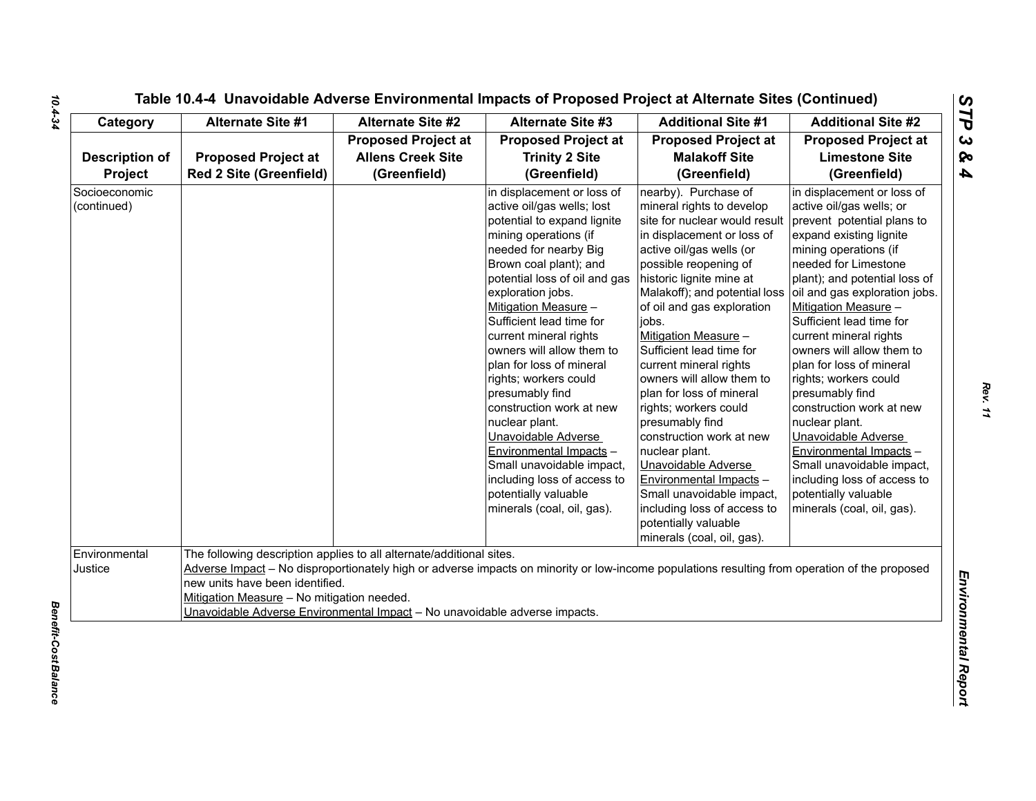## Table 10.4-4 Unavoidable Adverse Environmental Impacts of Proposed Project at Alternate Sites (Continued)

| Category | Alternate Site #1 | Alternate Site #2 | Alternate Site #3 | Additional Site #1 | Additional Site #2 |
|---|---|---|---|---|---|
| **Description of Project** | **Proposed Project at Red 2 Site (Greenfield)** | **Proposed Project at Allens Creek Site (Greenfield)** | **Proposed Project at Trinity 2 Site (Greenfield)** | **Proposed Project at Malakoff Site (Greenfield)** | **Proposed Project at Limestone Site (Greenfield)** |
| Socioeconomic (continued) | | | in displacement or loss of active oil/gas wells; lost potential to expand lignite mining operations (if needed for nearby Big Brown coal plant); and potential loss of oil and gas exploration jobs.<br>Mitigation Measure – Sufficient lead time for current mineral rights owners will allow them to plan for loss of mineral rights; workers could presumably find construction work at new nuclear plant.<br>Unavoidable Adverse Environmental Impacts – Small unavoidable impact, including loss of access to potentially valuable minerals (coal, oil, gas). | nearby). Purchase of mineral rights to develop site for nuclear would result in displacement or loss of active oil/gas wells (or possible reopening of historic lignite mine at Malakoff); and potential loss of oil and gas exploration jobs.<br>Mitigation Measure – Sufficient lead time for current mineral rights owners will allow them to plan for loss of mineral rights; workers could presumably find construction work at new nuclear plant.<br>Unavoidable Adverse Environmental Impacts – Small unavoidable impact, including loss of access to potentially valuable minerals (coal, oil, gas). | in displacement or loss of active oil/gas wells; or prevent potential plans to expand existing lignite mining operations (if needed for Limestone plant); and potential loss of oil and gas exploration jobs.<br>Mitigation Measure – Sufficient lead time for current mineral rights owners will allow them to plan for loss of mineral rights; workers could presumably find construction work at new nuclear plant.<br>Unavoidable Adverse Environmental Impacts – Small unavoidable impact, including loss of access to potentially valuable minerals (coal, oil, gas). |
| Environmental Justice | The following description applies to all alternate/additional sites.<br>Adverse Impact – No disproportionately high or adverse impacts on minority or low-income populations resulting from operation of the proposed new units have been identified.<br>Mitigation Measure – No mitigation needed.<br>Unavoidable Adverse Environmental Impact – No unavoidable adverse impacts. | | | | |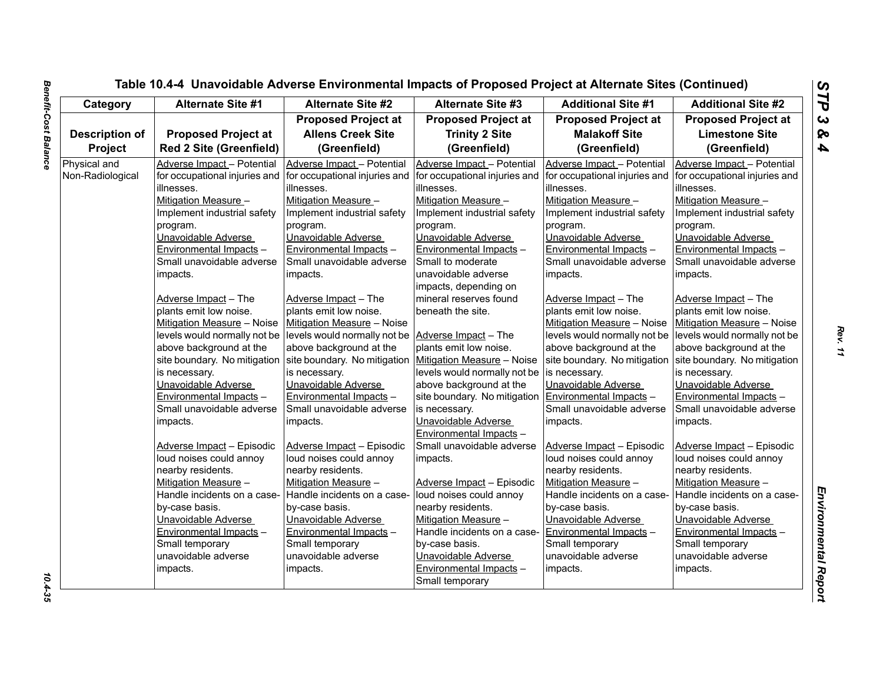## Table 10.4-4 Unavoidable Adverse Environmental Impacts of Proposed Project at Alternate Sites (Continued)

| Category | Alternate Site #1 | Alternate Site #2 | Alternate Site #3 | Additional Site #1 | Additional Site #2 |
|---|---|---|---|---|---|
| Description of Project | Proposed Project at Red 2 Site (Greenfield) | Proposed Project at Allens Creek Site (Greenfield) | Proposed Project at Trinity 2 Site (Greenfield) | Proposed Project at Malakoff Site (Greenfield) | Proposed Project at Limestone Site (Greenfield) |
| Physical and Non-Radiological | Adverse Impact – Potential for occupational injuries and illnesses.<br>Mitigation Measure – Implement industrial safety program.<br>Unavoidable Adverse Environmental Impacts – Small unavoidable adverse impacts.<br><br>Adverse Impact – The plants emit low noise.<br>Mitigation Measure – Noise levels would normally not be above background at the site boundary. No mitigation is necessary.<br>Unavoidable Adverse Environmental Impacts – Small unavoidable adverse impacts.<br><br>Adverse Impact – Episodic loud noises could annoy nearby residents.<br>Mitigation Measure – Handle incidents on a case-by-case basis.<br>Unavoidable Adverse Environmental Impacts – Small temporary unavoidable adverse impacts. | Adverse Impact – Potential for occupational injuries and illnesses.<br>Mitigation Measure – Implement industrial safety program.<br>Unavoidable Adverse Environmental Impacts – Small unavoidable adverse impacts.<br><br>Adverse Impact – The plants emit low noise.<br>Mitigation Measure – Noise levels would normally not be above background at the site boundary. No mitigation is necessary.<br>Unavoidable Adverse Environmental Impacts – Small unavoidable adverse impacts.<br><br>Adverse Impact – Episodic loud noises could annoy nearby residents.<br>Mitigation Measure – Handle incidents on a case-by-case basis.<br>Unavoidable Adverse Environmental Impacts – Small temporary unavoidable adverse impacts. | Adverse Impact – Potential for occupational injuries and illnesses.<br>Mitigation Measure – Implement industrial safety program.<br>Unavoidable Adverse Environmental Impacts – Small to moderate unavoidable adverse impacts, depending on mineral reserves found beneath the site.<br><br>Adverse Impact – The plants emit low noise.<br>Mitigation Measure – Noise levels would normally not be above background at the site boundary. No mitigation is necessary.<br>Unavoidable Adverse Environmental Impacts – Small unavoidable adverse impacts.<br><br>Adverse Impact – Episodic loud noises could annoy nearby residents.<br>Mitigation Measure – Handle incidents on a case-by-case basis.<br>Unavoidable Adverse Environmental Impacts – Small temporary | Adverse Impact – Potential for occupational injuries and illnesses.<br>Mitigation Measure – Implement industrial safety program.<br>Unavoidable Adverse Environmental Impacts – Small unavoidable adverse impacts.<br><br>Adverse Impact – The plants emit low noise.<br>Mitigation Measure – Noise levels would normally not be above background at the site boundary. No mitigation is necessary.<br>Unavoidable Adverse Environmental Impacts – Small unavoidable adverse impacts.<br><br>Adverse Impact – Episodic loud noises could annoy nearby residents.<br>Mitigation Measure – Handle incidents on a case-by-case basis.<br>Unavoidable Adverse Environmental Impacts – Small temporary unavoidable adverse impacts. | Adverse Impact – Potential for occupational injuries and illnesses.<br>Mitigation Measure – Implement industrial safety program.<br>Unavoidable Adverse Environmental Impacts – Small unavoidable adverse impacts.<br><br>Adverse Impact – The plants emit low noise.<br>Mitigation Measure – Noise levels would normally not be above background at the site boundary. No mitigation is necessary.<br>Unavoidable Adverse Environmental Impacts – Small unavoidable adverse impacts.<br><br>Adverse Impact – Episodic loud noises could annoy nearby residents.<br>Mitigation Measure – Handle incidents on a case-by-case basis.<br>Unavoidable Adverse Environmental Impacts – Small temporary unavoidable adverse impacts. |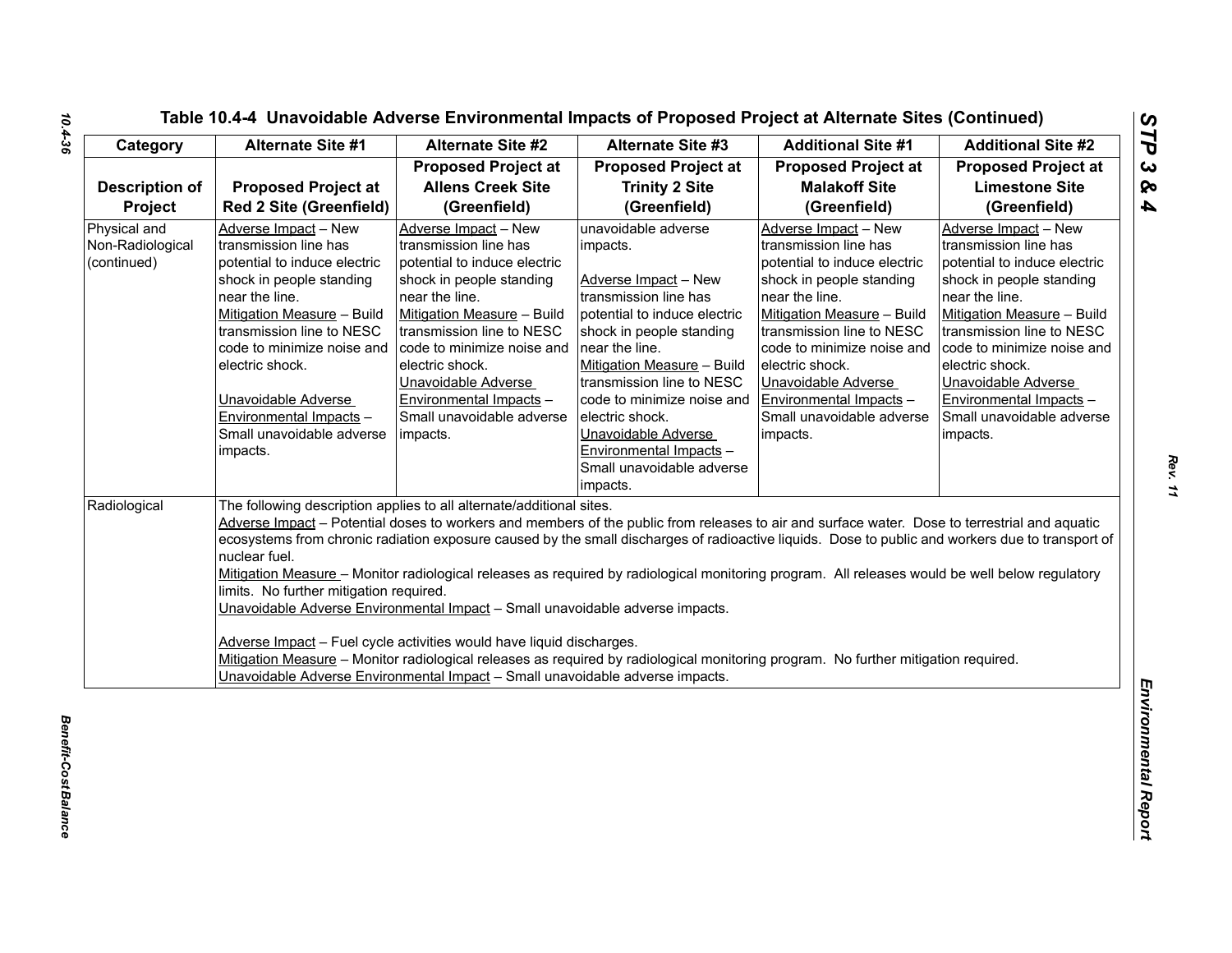## Table 10.4-4 Unavoidable Adverse Environmental Impacts of Proposed Project at Alternate Sites (Continued)

| Category | Alternate Site #1 | Alternate Site #2 | Alternate Site #3 | Additional Site #1 | Additional Site #2 |
|---|---|---|---|---|---|
| **Description of Project** | **Proposed Project at Red 2 Site (Greenfield)** | **Proposed Project at Allens Creek Site (Greenfield)** | **Proposed Project at Trinity 2 Site (Greenfield)** | **Proposed Project at Malakoff Site (Greenfield)** | **Proposed Project at Limestone Site (Greenfield)** |
| Physical and Non-Radiological (continued) | Adverse Impact – New transmission line has potential to induce electric shock in people standing near the line.<br>Mitigation Measure – Build transmission line to NESC code to minimize noise and electric shock.<br><br>Unavoidable Adverse Environmental Impacts – Small unavoidable adverse impacts. | Adverse Impact – New transmission line has potential to induce electric shock in people standing near the line.<br>Mitigation Measure – Build transmission line to NESC code to minimize noise and electric shock.<br>Unavoidable Adverse Environmental Impacts – Small unavoidable adverse impacts. | unavoidable adverse impacts.<br><br>Adverse Impact – New transmission line has potential to induce electric shock in people standing near the line.<br>Mitigation Measure – Build transmission line to NESC code to minimize noise and electric shock.<br>Unavoidable Adverse Environmental Impacts – Small unavoidable adverse impacts. | Adverse Impact – New transmission line has potential to induce electric shock in people standing near the line.<br>Mitigation Measure – Build transmission line to NESC code to minimize noise and electric shock.<br>Unavoidable Adverse Environmental Impacts – Small unavoidable adverse impacts. | Adverse Impact – New transmission line has potential to induce electric shock in people standing near the line.<br>Mitigation Measure – Build transmission line to NESC code to minimize noise and electric shock.<br>Unavoidable Adverse Environmental Impacts – Small unavoidable adverse impacts. |
| Radiological | The following description applies to all alternate/additional sites.<br>Adverse Impact – Potential doses to workers and members of the public from releases to air and surface water. Dose to terrestrial and aquatic ecosystems from chronic radiation exposure caused by the small discharges of radioactive liquids. Dose to public and workers due to transport of nuclear fuel.<br>Mitigation Measure – Monitor radiological releases as required by radiological monitoring program. All releases would be well below regulatory limits. No further mitigation required.<br>Unavoidable Adverse Environmental Impact – Small unavoidable adverse impacts.<br><br>Adverse Impact – Fuel cycle activities would have liquid discharges.<br>Mitigation Measure – Monitor radiological releases as required by radiological monitoring program. No further mitigation required.<br>Unavoidable Adverse Environmental Impact – Small unavoidable adverse impacts. | | | | |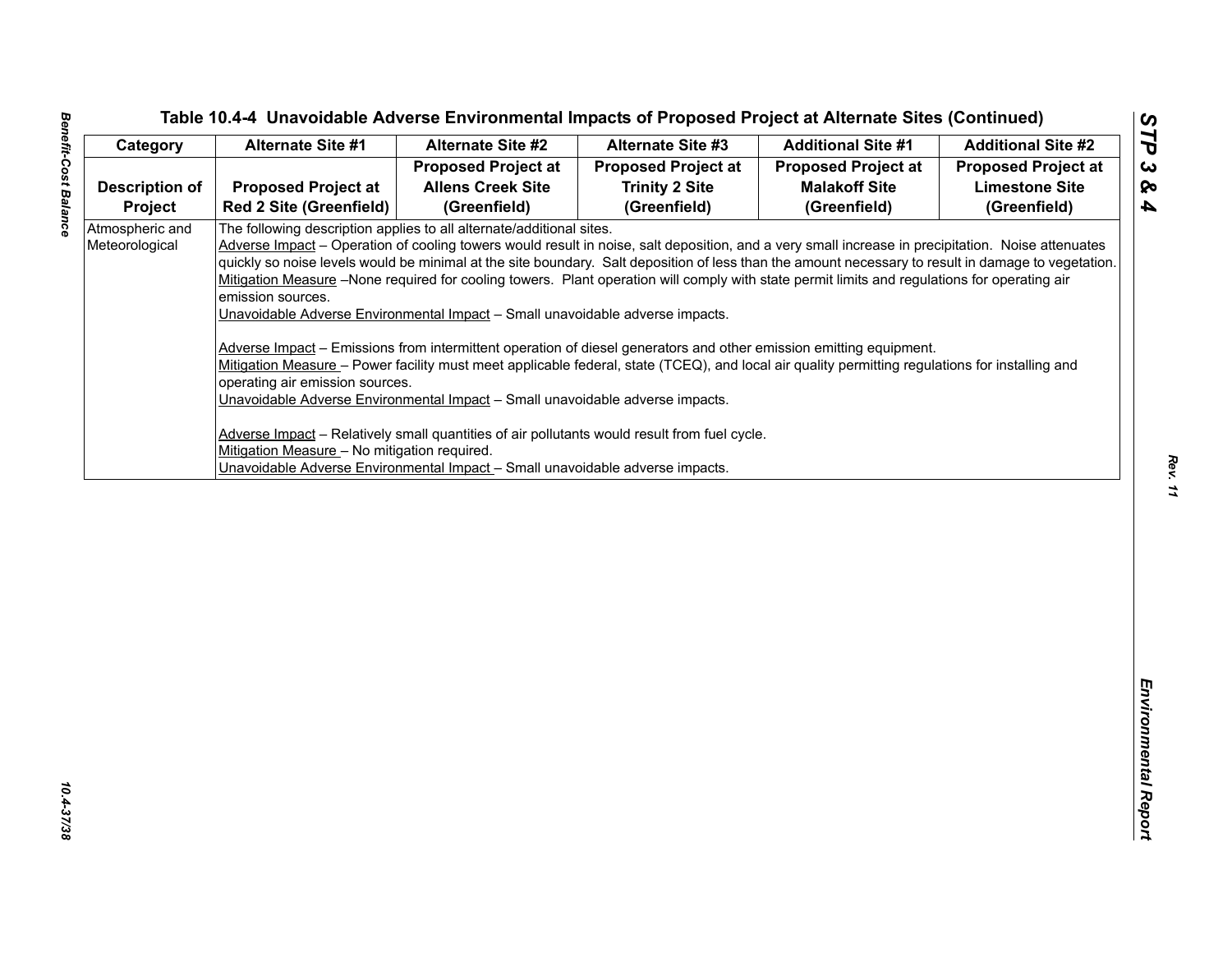# Table 10.4-4 Unavoidable Adverse Environmental Impacts of Proposed Project at Alternate Sites (Continued)

| Category | Alternate Site #1 | Alternate Site #2 | Alternate Site #3 | Additional Site #1 | Additional Site #2 |
|---|---|---|---|---|---|
| **Description of Project** | **Proposed Project at Red 2 Site (Greenfield)** | **Proposed Project at Allens Creek Site (Greenfield)** | **Proposed Project at Trinity 2 Site (Greenfield)** | **Proposed Project at Malakoff Site (Greenfield)** | **Proposed Project at Limestone Site (Greenfield)** |
| Atmospheric and Meteorological | The following description applies to all alternate/additional sites.<br>Adverse Impact – Operation of cooling towers would result in noise, salt deposition, and a very small increase in precipitation. Noise attenuates quickly so noise levels would be minimal at the site boundary. Salt deposition of less than the amount necessary to result in damage to vegetation.<br>Mitigation Measure –None required for cooling towers. Plant operation will comply with state permit limits and regulations for operating air emission sources.<br>Unavoidable Adverse Environmental Impact – Small unavoidable adverse impacts.<br><br>Adverse Impact – Emissions from intermittent operation of diesel generators and other emission emitting equipment.<br>Mitigation Measure – Power facility must meet applicable federal, state (TCEQ), and local air quality permitting regulations for installing and operating air emission sources.<br>Unavoidable Adverse Environmental Impact – Small unavoidable adverse impacts.<br><br>Adverse Impact – Relatively small quantities of air pollutants would result from fuel cycle.<br>Mitigation Measure – No mitigation required.<br>Unavoidable Adverse Environmental Impact – Small unavoidable adverse impacts. | | | | |